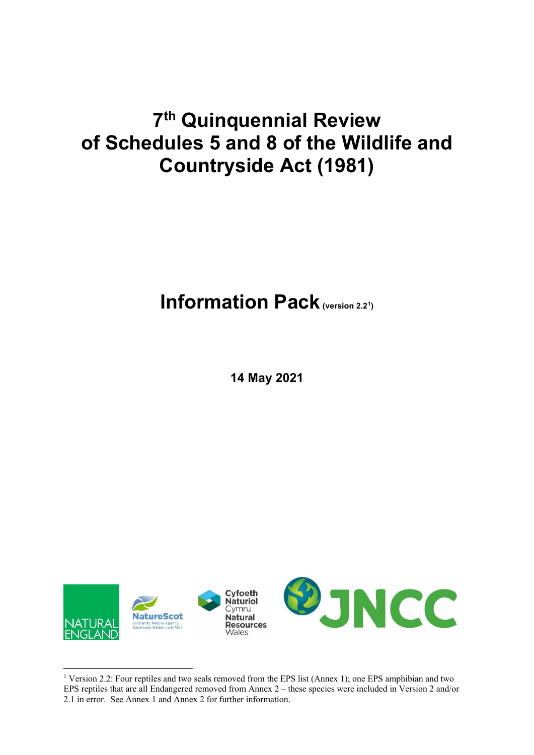# 7th Quinquennial Review of Schedules 5 and 8 of the Wildlife and Countryside Act (1981)

## Information Pack (version 2.2[1])

**14 May 2021**

NATURAL ENGLAND

NatureScot
Scotland's Nature Agency
Buidheann Nàdair na h-Alba

Cyfoeth Naturiol Cymru
Natural Resources Wales

JNCC

---

[1] Version 2.2: Four reptiles and two seals removed from the EPS list (Annex 1); one EPS amphibian and two EPS reptiles that are all Endangered removed from Annex 2 – these species were included in Version 2 and/or 2.1 in error. See Annex 1 and Annex 2 for further information.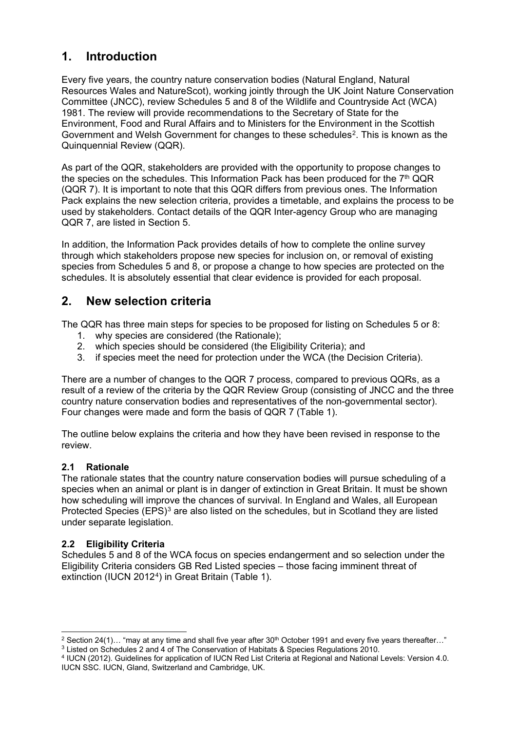## 1. Introduction

Every five years, the country nature conservation bodies (Natural England, Natural Resources Wales and NatureScot), working jointly through the UK Joint Nature Conservation Committee (JNCC), review Schedules 5 and 8 of the Wildlife and Countryside Act (WCA) 1981. The review will provide recommendations to the Secretary of State for the Environment, Food and Rural Affairs and to Ministers for the Environment in the Scottish Government and Welsh Government for changes to these schedules[2]. This is known as the Quinquennial Review (QQR).

As part of the QQR, stakeholders are provided with the opportunity to propose changes to the species on the schedules. This Information Pack has been produced for the 7th QQR (QQR 7). It is important to note that this QQR differs from previous ones. The Information Pack explains the new selection criteria, provides a timetable, and explains the process to be used by stakeholders. Contact details of the QQR Inter-agency Group who are managing QQR 7, are listed in Section 5.

In addition, the Information Pack provides details of how to complete the online survey through which stakeholders propose new species for inclusion on, or removal of existing species from Schedules 5 and 8, or propose a change to how species are protected on the schedules. It is absolutely essential that clear evidence is provided for each proposal.

## 2. New selection criteria

The QQR has three main steps for species to be proposed for listing on Schedules 5 or 8:

1. why species are considered (the Rationale);
2. which species should be considered (the Eligibility Criteria); and
3. if species meet the need for protection under the WCA (the Decision Criteria).

There are a number of changes to the QQR 7 process, compared to previous QQRs, as a result of a review of the criteria by the QQR Review Group (consisting of JNCC and the three country nature conservation bodies and representatives of the non-governmental sector). Four changes were made and form the basis of QQR 7 (Table 1).

The outline below explains the criteria and how they have been revised in response to the review.

### 2.1 Rationale

The rationale states that the country nature conservation bodies will pursue scheduling of a species when an animal or plant is in danger of extinction in Great Britain. It must be shown how scheduling will improve the chances of survival. In England and Wales, all European Protected Species (EPS)[3] are also listed on the schedules, but in Scotland they are listed under separate legislation.

### 2.2 Eligibility Criteria

Schedules 5 and 8 of the WCA focus on species endangerment and so selection under the Eligibility Criteria considers GB Red Listed species – those facing imminent threat of extinction (IUCN 2012[4]) in Great Britain (Table 1).

---

[2] Section 24(1)… "may at any time and shall five year after 30th October 1991 and every five years thereafter…"

[3] Listed on Schedules 2 and 4 of The Conservation of Habitats & Species Regulations 2010.

[4] IUCN (2012). Guidelines for application of IUCN Red List Criteria at Regional and National Levels: Version 4.0. IUCN SSC. IUCN, Gland, Switzerland and Cambridge, UK.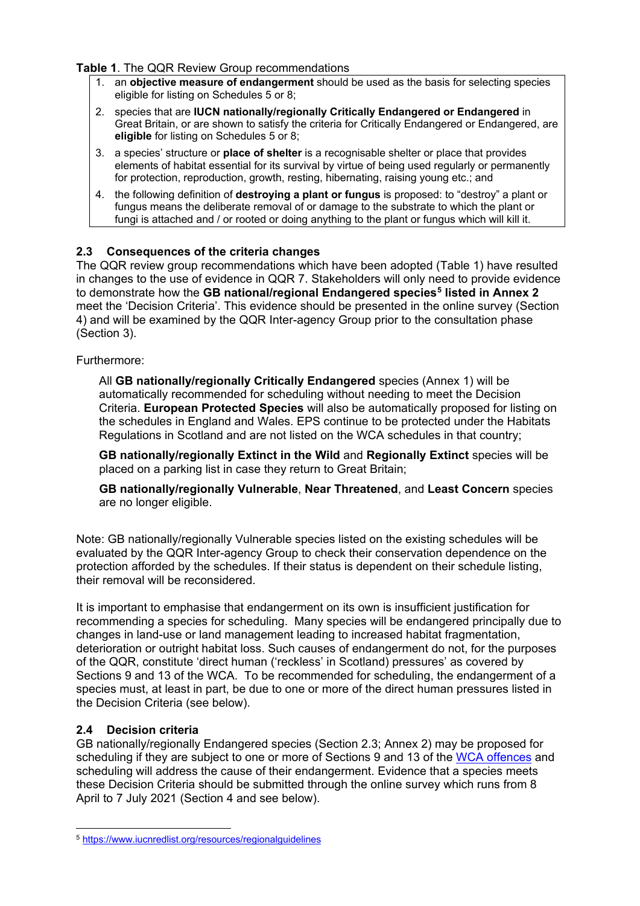**Table 1**. The QQR Review Group recommendations

1. an **objective measure of endangerment** should be used as the basis for selecting species eligible for listing on Schedules 5 or 8;
2. species that are **IUCN nationally/regionally Critically Endangered or Endangered** in Great Britain, or are shown to satisfy the criteria for Critically Endangered or Endangered, are **eligible** for listing on Schedules 5 or 8;
3. a species' structure or **place of shelter** is a recognisable shelter or place that provides elements of habitat essential for its survival by virtue of being used regularly or permanently for protection, reproduction, growth, resting, hibernating, raising young etc.; and
4. the following definition of **destroying a plant or fungus** is proposed: to "destroy" a plant or fungus means the deliberate removal of or damage to the substrate to which the plant or fungi is attached and / or rooted or doing anything to the plant or fungus which will kill it.

### 2.3 Consequences of the criteria changes

The QQR review group recommendations which have been adopted (Table 1) have resulted in changes to the use of evidence in QQR 7. Stakeholders will only need to provide evidence to demonstrate how the **GB national/regional Endangered species[5] listed in Annex 2** meet the 'Decision Criteria'. This evidence should be presented in the online survey (Section 4) and will be examined by the QQR Inter-agency Group prior to the consultation phase (Section 3).

Furthermore:

> All **GB nationally/regionally Critically Endangered** species (Annex 1) will be automatically recommended for scheduling without needing to meet the Decision Criteria. **European Protected Species** will also be automatically proposed for listing on the schedules in England and Wales. EPS continue to be protected under the Habitats Regulations in Scotland and are not listed on the WCA schedules in that country;
>
> **GB nationally/regionally Extinct in the Wild** and **Regionally Extinct** species will be placed on a parking list in case they return to Great Britain;
>
> **GB nationally/regionally Vulnerable**, **Near Threatened**, and **Least Concern** species are no longer eligible.

Note: GB nationally/regionally Vulnerable species listed on the existing schedules will be evaluated by the QQR Inter-agency Group to check their conservation dependence on the protection afforded by the schedules. If their status is dependent on their schedule listing, their removal will be reconsidered.

It is important to emphasise that endangerment on its own is insufficient justification for recommending a species for scheduling. Many species will be endangered principally due to changes in land-use or land management leading to increased habitat fragmentation, deterioration or outright habitat loss. Such causes of endangerment do not, for the purposes of the QQR, constitute 'direct human ('reckless' in Scotland) pressures' as covered by Sections 9 and 13 of the WCA. To be recommended for scheduling, the endangerment of a species must, at least in part, be due to one or more of the direct human pressures listed in the Decision Criteria (see below).

### 2.4 Decision criteria

GB nationally/regionally Endangered species (Section 2.3; Annex 2) may be proposed for scheduling if they are subject to one or more of Sections 9 and 13 of the WCA offences and scheduling will address the cause of their endangerment. Evidence that a species meets these Decision Criteria should be submitted through the online survey which runs from 8 April to 7 July 2021 (Section 4 and see below).

[5] https://www.iucnredlist.org/resources/regionalguidelines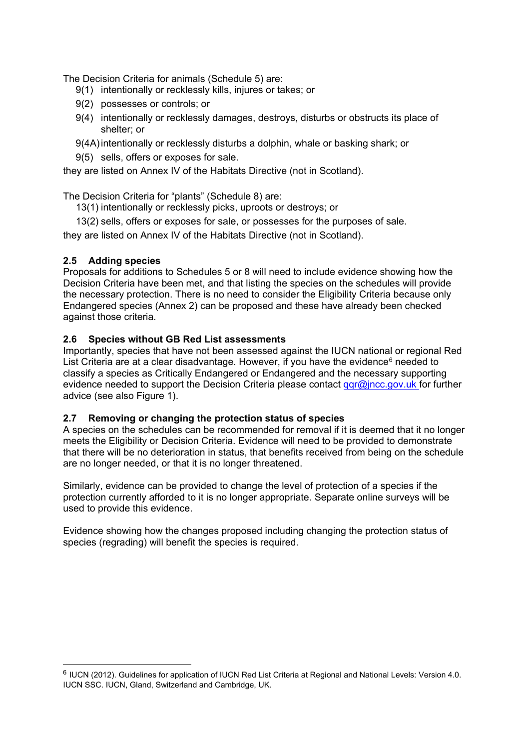The Decision Criteria for animals (Schedule 5) are:

- 9(1) intentionally or recklessly kills, injures or takes; or
- 9(2) possesses or controls; or
- 9(4) intentionally or recklessly damages, destroys, disturbs or obstructs its place of shelter; or
- 9(4A) intentionally or recklessly disturbs a dolphin, whale or basking shark; or
- 9(5) sells, offers or exposes for sale.

they are listed on Annex IV of the Habitats Directive (not in Scotland).

The Decision Criteria for "plants" (Schedule 8) are:

- 13(1) intentionally or recklessly picks, uproots or destroys; or
- 13(2) sells, offers or exposes for sale, or possesses for the purposes of sale.

they are listed on Annex IV of the Habitats Directive (not in Scotland).

### 2.5 Adding species

Proposals for additions to Schedules 5 or 8 will need to include evidence showing how the Decision Criteria have been met, and that listing the species on the schedules will provide the necessary protection. There is no need to consider the Eligibility Criteria because only Endangered species (Annex 2) can be proposed and these have already been checked against those criteria.

### 2.6 Species without GB Red List assessments

Importantly, species that have not been assessed against the IUCN national or regional Red List Criteria are at a clear disadvantage. However, if you have the evidence[6] needed to classify a species as Critically Endangered or Endangered and the necessary supporting evidence needed to support the Decision Criteria please contact qqr@jncc.gov.uk for further advice (see also Figure 1).

### 2.7 Removing or changing the protection status of species

A species on the schedules can be recommended for removal if it is deemed that it no longer meets the Eligibility or Decision Criteria. Evidence will need to be provided to demonstrate that there will be no deterioration in status, that benefits received from being on the schedule are no longer needed, or that it is no longer threatened.

Similarly, evidence can be provided to change the level of protection of a species if the protection currently afforded to it is no longer appropriate. Separate online surveys will be used to provide this evidence.

Evidence showing how the changes proposed including changing the protection status of species (regrading) will benefit the species is required.

---

[6] IUCN (2012). Guidelines for application of IUCN Red List Criteria at Regional and National Levels: Version 4.0. IUCN SSC. IUCN, Gland, Switzerland and Cambridge, UK.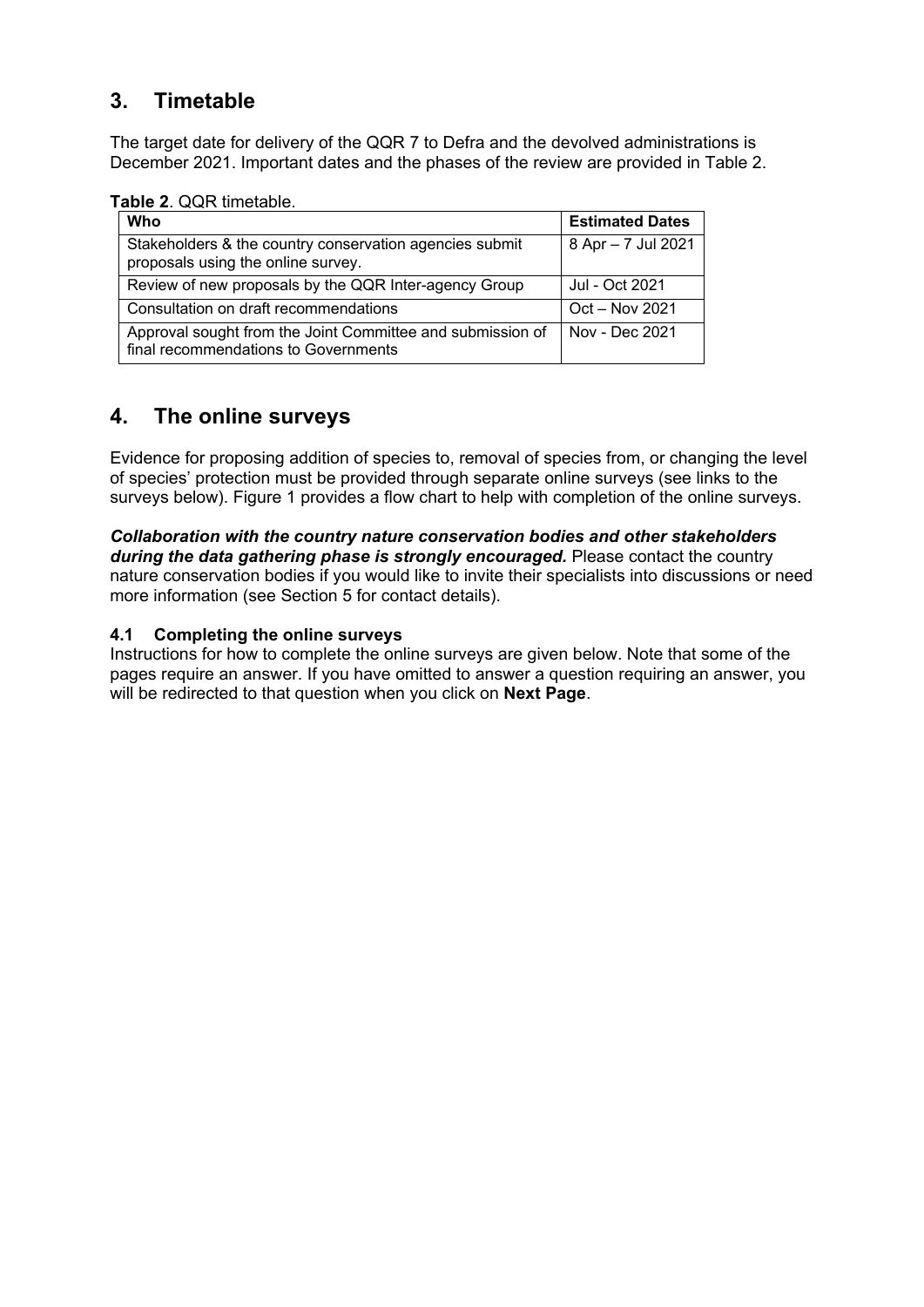## 3. Timetable

The target date for delivery of the QQR 7 to Defra and the devolved administrations is December 2021. Important dates and the phases of the review are provided in Table 2.

**Table 2**. QQR timetable.

| Who | Estimated Dates |
|---|---|
| Stakeholders & the country conservation agencies submit proposals using the online survey. | 8 Apr – 7 Jul 2021 |
| Review of new proposals by the QQR Inter-agency Group | Jul - Oct 2021 |
| Consultation on draft recommendations | Oct – Nov 2021 |
| Approval sought from the Joint Committee and submission of final recommendations to Governments | Nov - Dec 2021 |

## 4. The online surveys

Evidence for proposing addition of species to, removal of species from, or changing the level of species' protection must be provided through separate online surveys (see links to the surveys below). Figure 1 provides a flow chart to help with completion of the online surveys.

***Collaboration with the country nature conservation bodies and other stakeholders during the data gathering phase is strongly encouraged.*** Please contact the country nature conservation bodies if you would like to invite their specialists into discussions or need more information (see Section 5 for contact details).

### 4.1 Completing the online surveys

Instructions for how to complete the online surveys are given below. Note that some of the pages require an answer. If you have omitted to answer a question requiring an answer, you will be redirected to that question when you click on **Next Page**.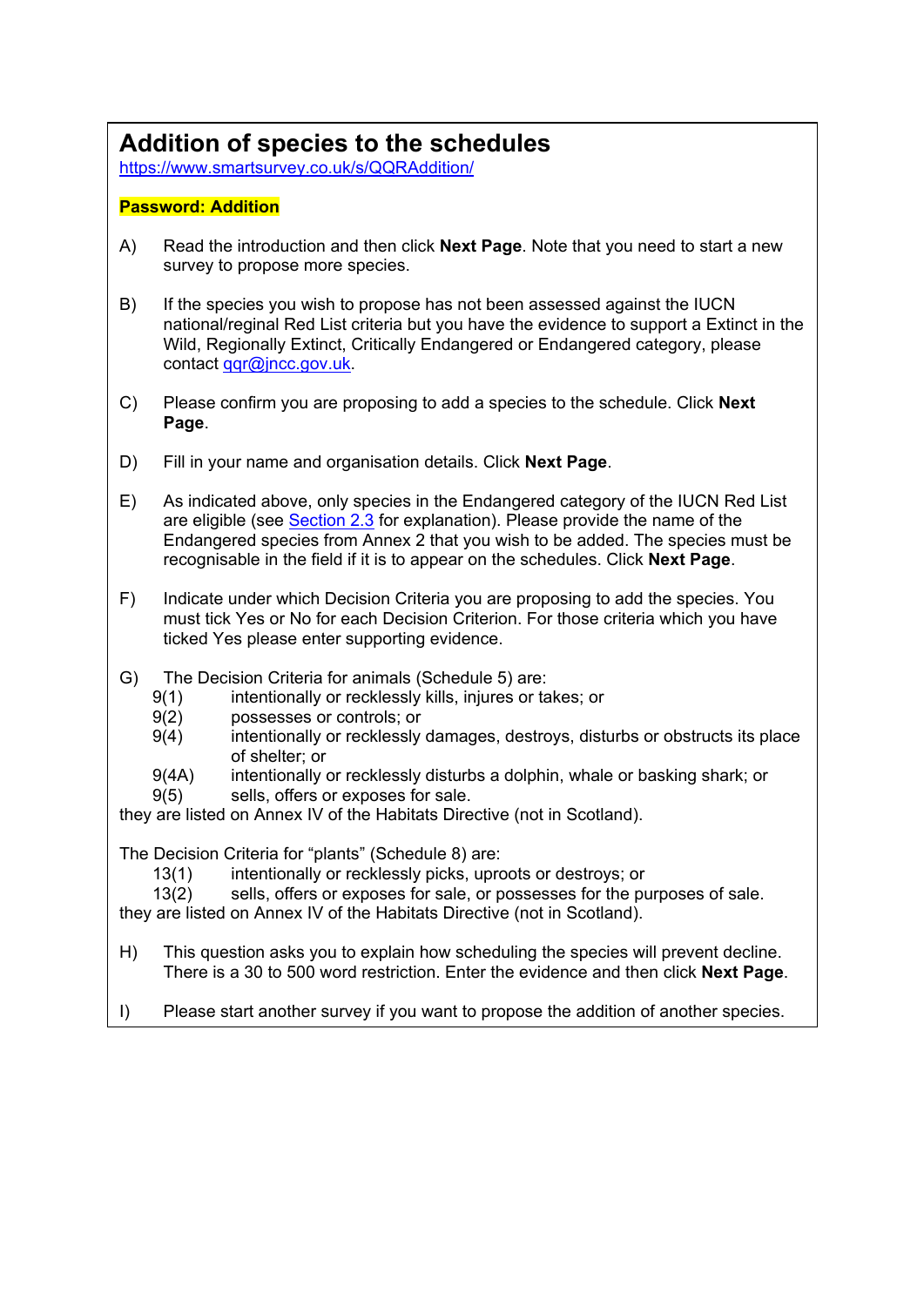## Addition of species to the schedules

https://www.smartsurvey.co.uk/s/QQRAddition/

**Password: Addition**

A) Read the introduction and then click **Next Page**. Note that you need to start a new survey to propose more species.

B) If the species you wish to propose has not been assessed against the IUCN national/reginal Red List criteria but you have the evidence to support a Extinct in the Wild, Regionally Extinct, Critically Endangered or Endangered category, please contact qqr@jncc.gov.uk.

C) Please confirm you are proposing to add a species to the schedule. Click **Next Page**.

D) Fill in your name and organisation details. Click **Next Page**.

E) As indicated above, only species in the Endangered category of the IUCN Red List are eligible (see Section 2.3 for explanation). Please provide the name of the Endangered species from Annex 2 that you wish to be added. The species must be recognisable in the field if it is to appear on the schedules. Click **Next Page**.

F) Indicate under which Decision Criteria you are proposing to add the species. You must tick Yes or No for each Decision Criterion. For those criteria which you have ticked Yes please enter supporting evidence.

G) The Decision Criteria for animals (Schedule 5) are:

- 9(1) intentionally or recklessly kills, injures or takes; or
- 9(2) possesses or controls; or
- 9(4) intentionally or recklessly damages, destroys, disturbs or obstructs its place of shelter; or
- 9(4A) intentionally or recklessly disturbs a dolphin, whale or basking shark; or
- 9(5) sells, offers or exposes for sale.

they are listed on Annex IV of the Habitats Directive (not in Scotland).

The Decision Criteria for "plants" (Schedule 8) are:

- 13(1) intentionally or recklessly picks, uproots or destroys; or
- 13(2) sells, offers or exposes for sale, or possesses for the purposes of sale.

they are listed on Annex IV of the Habitats Directive (not in Scotland).

H) This question asks you to explain how scheduling the species will prevent decline. There is a 30 to 500 word restriction. Enter the evidence and then click **Next Page**.

I) Please start another survey if you want to propose the addition of another species.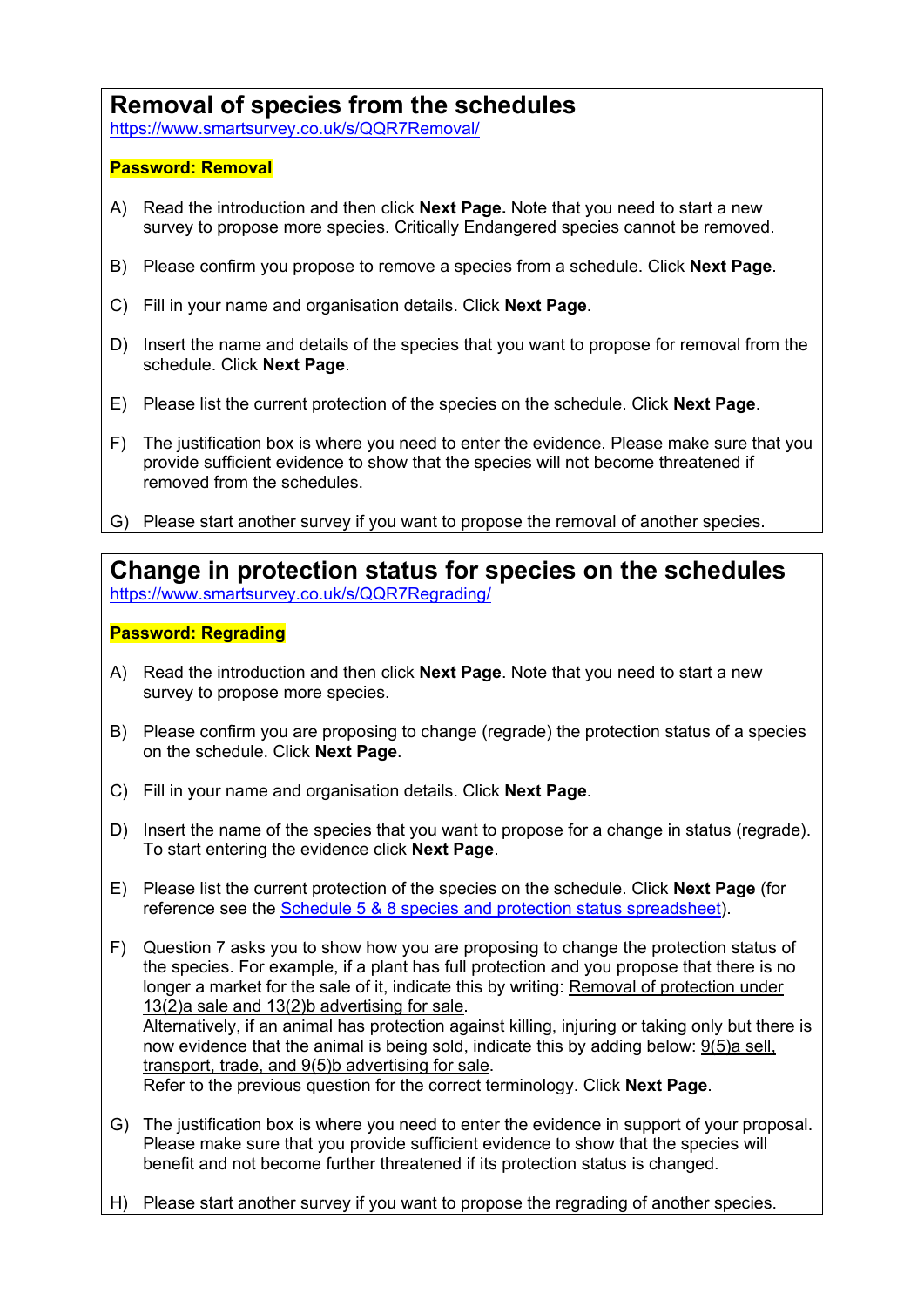## Removal of species from the schedules

https://www.smartsurvey.co.uk/s/QQR7Removal/

**Password: Removal**

A) Read the introduction and then click **Next Page.** Note that you need to start a new survey to propose more species. Critically Endangered species cannot be removed.

B) Please confirm you propose to remove a species from a schedule. Click **Next Page**.

C) Fill in your name and organisation details. Click **Next Page**.

D) Insert the name and details of the species that you want to propose for removal from the schedule. Click **Next Page**.

E) Please list the current protection of the species on the schedule. Click **Next Page**.

F) The justification box is where you need to enter the evidence. Please make sure that you provide sufficient evidence to show that the species will not become threatened if removed from the schedules.

G) Please start another survey if you want to propose the removal of another species.

## Change in protection status for species on the schedules

https://www.smartsurvey.co.uk/s/QQR7Regrading/

**Password: Regrading**

A) Read the introduction and then click **Next Page**. Note that you need to start a new survey to propose more species.

B) Please confirm you are proposing to change (regrade) the protection status of a species on the schedule. Click **Next Page**.

C) Fill in your name and organisation details. Click **Next Page**.

D) Insert the name of the species that you want to propose for a change in status (regrade). To start entering the evidence click **Next Page**.

E) Please list the current protection of the species on the schedule. Click **Next Page** (for reference see the Schedule 5 & 8 species and protection status spreadsheet).

F) Question 7 asks you to show how you are proposing to change the protection status of the species. For example, if a plant has full protection and you propose that there is no longer a market for the sale of it, indicate this by writing: Removal of protection under 13(2)a sale and 13(2)b advertising for sale.
Alternatively, if an animal has protection against killing, injuring or taking only but there is now evidence that the animal is being sold, indicate this by adding below: 9(5)a sell, transport, trade, and 9(5)b advertising for sale.
Refer to the previous question for the correct terminology. Click **Next Page**.

G) The justification box is where you need to enter the evidence in support of your proposal. Please make sure that you provide sufficient evidence to show that the species will benefit and not become further threatened if its protection status is changed.

H) Please start another survey if you want to propose the regrading of another species.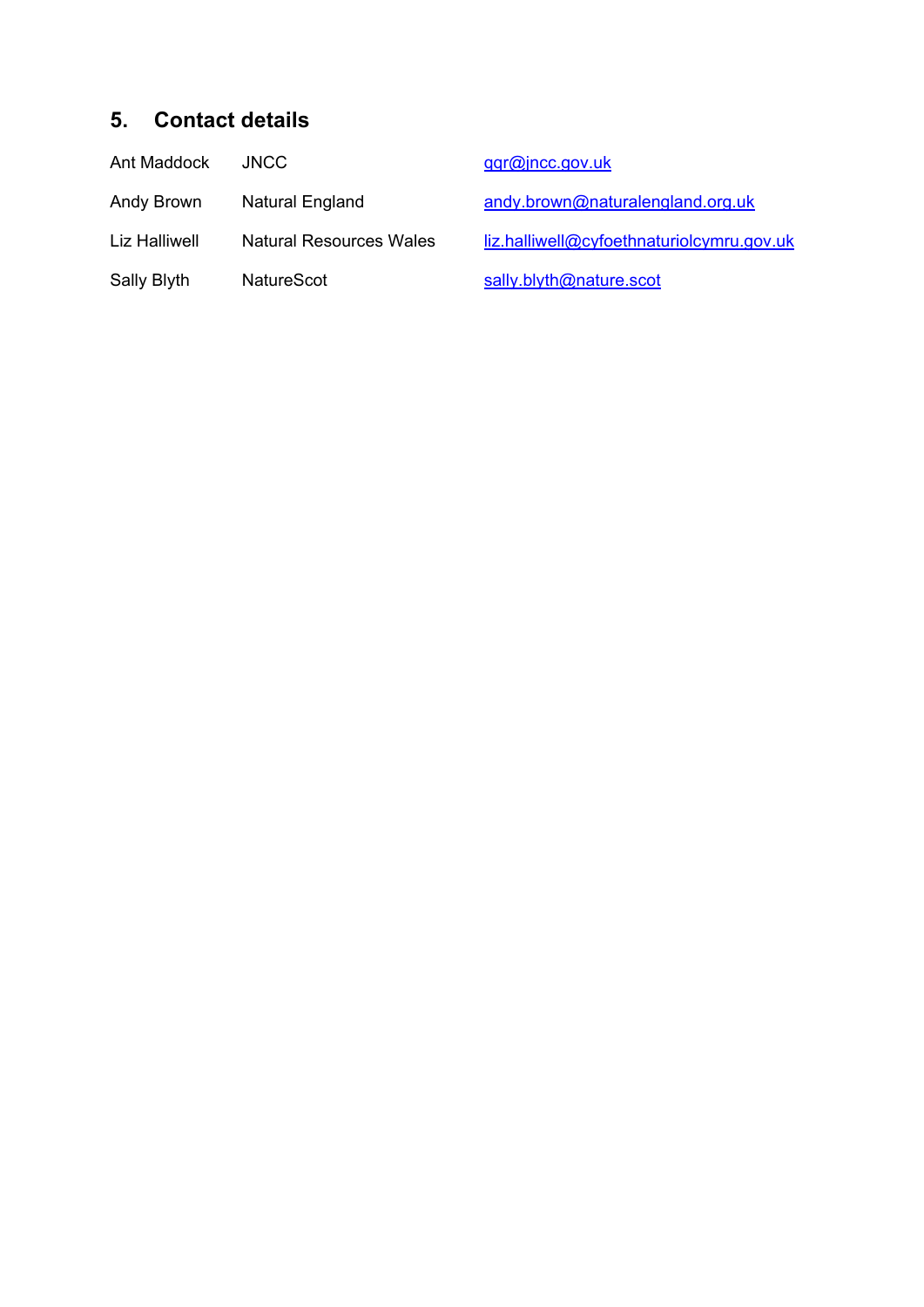## 5. Contact details

| | | |
|---|---|---|
| Ant Maddock | JNCC | gqr@jncc.gov.uk |
| Andy Brown | Natural England | andy.brown@naturalengland.org.uk |
| Liz Halliwell | Natural Resources Wales | liz.halliwell@cyfoethnaturiolcymru.gov.uk |
| Sally Blyth | NatureScot | sally.blyth@nature.scot |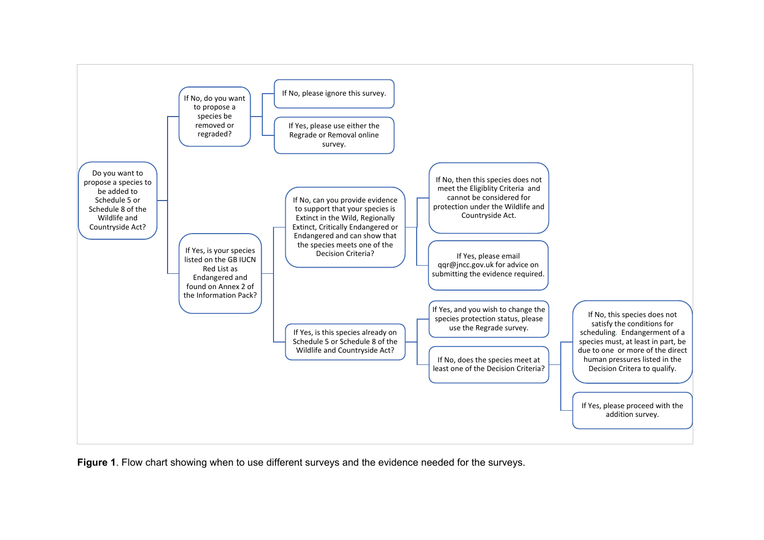Do you want to propose a species to be added to Schedule 5 or Schedule 8 of the Wildlife and Countryside Act?

- If No, do you want to propose a species be removed or regraded?
  - If No, please ignore this survey.
  - If Yes, please use either the Regrade or Removal online survey.
- If Yes, is your species listed on the GB IUCN Red List as Endangered and found on Annex 2 of the Information Pack?
  - If No, can you provide evidence to support that your species is Extinct in the Wild, Regionally Extinct, Critically Endangered or Endangered and can show that the species meets one of the Decision Criteria?
    - If No, then this species does not meet the Eligiblity Criteria and cannot be considered for protection under the Wildlife and Countryside Act.
    - If Yes, please email qqr@jncc.gov.uk for advice on submitting the evidence required.
  - If Yes, is this species already on Schedule 5 or Schedule 8 of the Wildlife and Countryside Act?
    - If Yes, and you wish to change the species protection status, please use the Regrade survey.
    - If No, does the species meet at least one of the Decision Criteria?
      - If No, this species does not satisfy the conditions for scheduling. Endangerment of a species must, at least in part, be due to one or more of the direct human pressures listed in the Decision Critera to qualify.
      - If Yes, please proceed with the addition survey.

**Figure 1**. Flow chart showing when to use different surveys and the evidence needed for the surveys.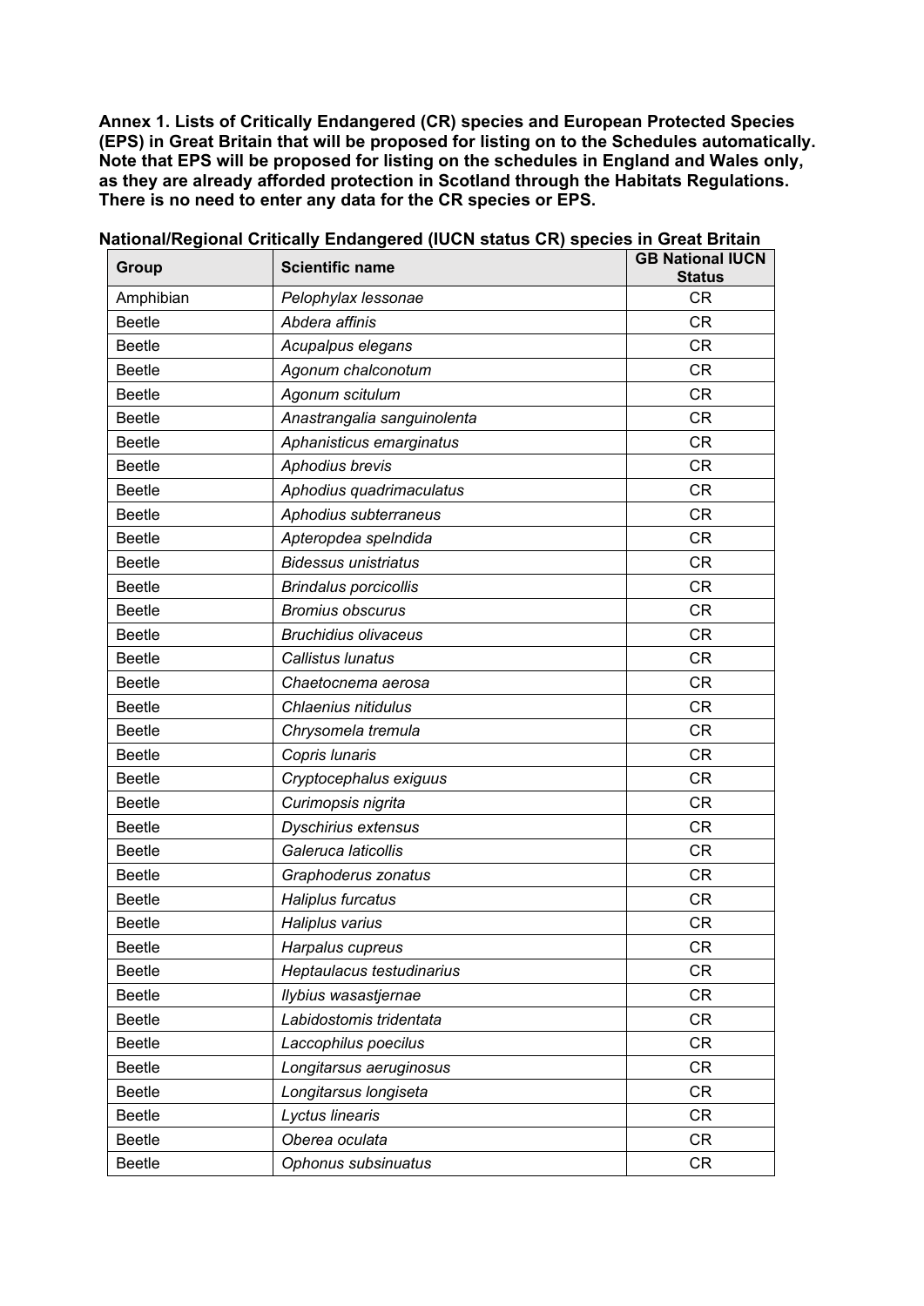**Annex 1. Lists of Critically Endangered (CR) species and European Protected Species (EPS) in Great Britain that will be proposed for listing on to the Schedules automatically. Note that EPS will be proposed for listing on the schedules in England and Wales only, as they are already afforded protection in Scotland through the Habitats Regulations. There is no need to enter any data for the CR species or EPS.**

**National/Regional Critically Endangered (IUCN status CR) species in Great Britain**

| Group | Scientific name | GB National IUCN Status |
|---|---|---|
| Amphibian | *Pelophylax lessonae* | CR |
| Beetle | *Abdera affinis* | CR |
| Beetle | *Acupalpus elegans* | CR |
| Beetle | *Agonum chalconotum* | CR |
| Beetle | *Agonum scitulum* | CR |
| Beetle | *Anastrangalia sanguinolenta* | CR |
| Beetle | *Aphanisticus emarginatus* | CR |
| Beetle | *Aphodius brevis* | CR |
| Beetle | *Aphodius quadrimaculatus* | CR |
| Beetle | *Aphodius subterraneus* | CR |
| Beetle | *Apteropdea spelndida* | CR |
| Beetle | *Bidessus unistriatus* | CR |
| Beetle | *Brindalus porcicollis* | CR |
| Beetle | *Bromius obscurus* | CR |
| Beetle | *Bruchidius olivaceus* | CR |
| Beetle | *Callistus lunatus* | CR |
| Beetle | *Chaetocnema aerosa* | CR |
| Beetle | *Chlaenius nitidulus* | CR |
| Beetle | *Chrysomela tremula* | CR |
| Beetle | *Copris lunaris* | CR |
| Beetle | *Cryptocephalus exiguus* | CR |
| Beetle | *Curimopsis nigrita* | CR |
| Beetle | *Dyschirius extensus* | CR |
| Beetle | *Galeruca laticollis* | CR |
| Beetle | *Graphoderus zonatus* | CR |
| Beetle | *Haliplus furcatus* | CR |
| Beetle | *Haliplus varius* | CR |
| Beetle | *Harpalus cupreus* | CR |
| Beetle | *Heptaulacus testudinarius* | CR |
| Beetle | *Ilybius wasastjernae* | CR |
| Beetle | *Labidostomis tridentata* | CR |
| Beetle | *Laccophilus poecilus* | CR |
| Beetle | *Longitarsus aeruginosus* | CR |
| Beetle | *Longitarsus longiseta* | CR |
| Beetle | *Lyctus linearis* | CR |
| Beetle | *Oberea oculata* | CR |
| Beetle | *Ophonus subsinuatus* | CR |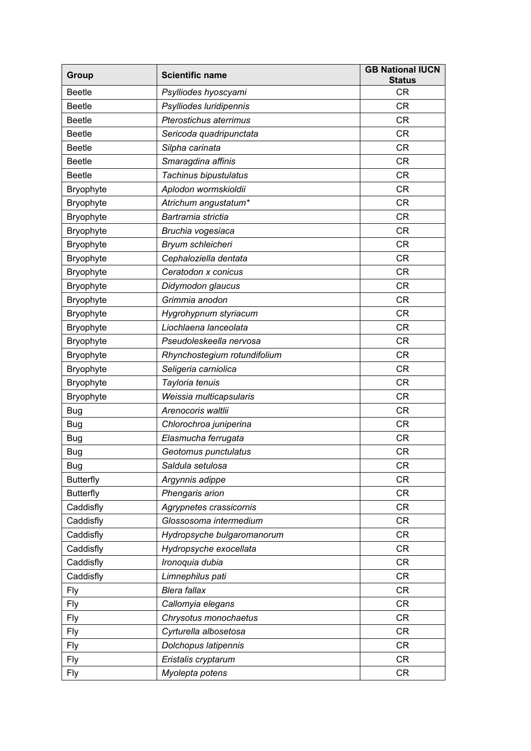| Group | Scientific name | GB National IUCN Status |
| --- | --- | --- |
| Beetle | *Psylliodes hyoscyami* | CR |
| Beetle | *Psylliodes luridipennis* | CR |
| Beetle | *Pterostichus aterrimus* | CR |
| Beetle | *Sericoda quadripunctata* | CR |
| Beetle | *Silpha carinata* | CR |
| Beetle | *Smaragdina affinis* | CR |
| Beetle | *Tachinus bipustulatus* | CR |
| Bryophyte | *Aplodon wormskioldii* | CR |
| Bryophyte | *Atrichum angustatum** | CR |
| Bryophyte | *Bartramia strictia* | CR |
| Bryophyte | *Bruchia vogesiaca* | CR |
| Bryophyte | *Bryum schleicheri* | CR |
| Bryophyte | *Cephaloziella dentata* | CR |
| Bryophyte | *Ceratodon x conicus* | CR |
| Bryophyte | *Didymodon glaucus* | CR |
| Bryophyte | *Grimmia anodon* | CR |
| Bryophyte | *Hygrohypnum styriacum* | CR |
| Bryophyte | *Liochlaena lanceolata* | CR |
| Bryophyte | *Pseudoleskeella nervosa* | CR |
| Bryophyte | *Rhynchostegium rotundifolium* | CR |
| Bryophyte | *Seligeria carniolica* | CR |
| Bryophyte | *Tayloria tenuis* | CR |
| Bryophyte | *Weissia multicapsularis* | CR |
| Bug | *Arenocoris waltlii* | CR |
| Bug | *Chlorochroa juniperina* | CR |
| Bug | *Elasmucha ferrugata* | CR |
| Bug | *Geotomus punctulatus* | CR |
| Bug | *Saldula setulosa* | CR |
| Butterfly | *Argynnis adippe* | CR |
| Butterfly | *Phengaris arion* | CR |
| Caddisfly | *Agrypnetes crassicornis* | CR |
| Caddisfly | *Glossosoma intermedium* | CR |
| Caddisfly | *Hydropsyche bulgaromanorum* | CR |
| Caddisfly | *Hydropsyche exocellata* | CR |
| Caddisfly | *Ironoquia dubia* | CR |
| Caddisfly | *Limnephilus pati* | CR |
| Fly | *Blera fallax* | CR |
| Fly | *Callomyia elegans* | CR |
| Fly | *Chrysotus monochaetus* | CR |
| Fly | *Cyrturella albosetosa* | CR |
| Fly | *Dolchopus latipennis* | CR |
| Fly | *Eristalis cryptarum* | CR |
| Fly | *Myolepta potens* | CR |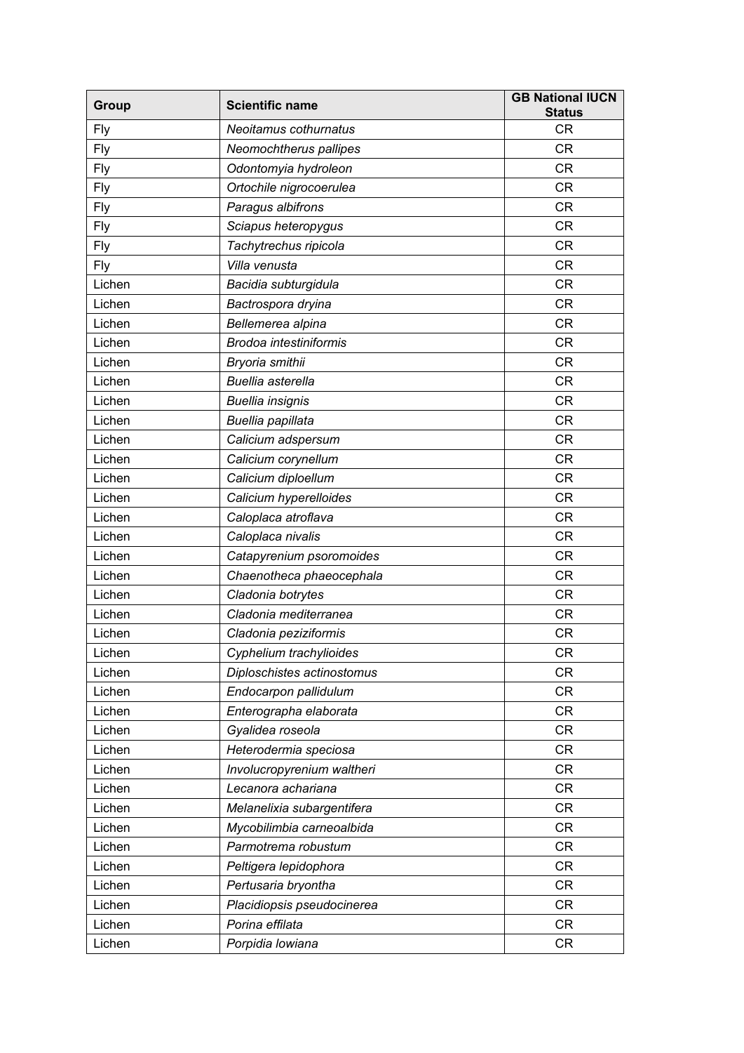| Group | Scientific name | GB National IUCN Status |
| --- | --- | --- |
| Fly | *Neoitamus cothurnatus* | CR |
| Fly | *Neomochtherus pallipes* | CR |
| Fly | *Odontomyia hydroleon* | CR |
| Fly | *Ortochile nigrocoerulea* | CR |
| Fly | *Paragus albifrons* | CR |
| Fly | *Sciapus heteropygus* | CR |
| Fly | *Tachytrechus ripicola* | CR |
| Fly | *Villa venusta* | CR |
| Lichen | *Bacidia subturgidula* | CR |
| Lichen | *Bactrospora dryina* | CR |
| Lichen | *Bellemerea alpina* | CR |
| Lichen | *Brodoa intestiniformis* | CR |
| Lichen | *Bryoria smithii* | CR |
| Lichen | *Buellia asterella* | CR |
| Lichen | *Buellia insignis* | CR |
| Lichen | *Buellia papillata* | CR |
| Lichen | *Calicium adspersum* | CR |
| Lichen | *Calicium corynellum* | CR |
| Lichen | *Calicium diploellum* | CR |
| Lichen | *Calicium hyperelloides* | CR |
| Lichen | *Caloplaca atroflava* | CR |
| Lichen | *Caloplaca nivalis* | CR |
| Lichen | *Catapyrenium psoromoides* | CR |
| Lichen | *Chaenotheca phaeocephala* | CR |
| Lichen | *Cladonia botrytes* | CR |
| Lichen | *Cladonia mediterranea* | CR |
| Lichen | *Cladonia peziziformis* | CR |
| Lichen | *Cyphelium trachylioides* | CR |
| Lichen | *Diploschistes actinostomus* | CR |
| Lichen | *Endocarpon pallidulum* | CR |
| Lichen | *Enterographa elaborata* | CR |
| Lichen | *Gyalidea roseola* | CR |
| Lichen | *Heterodermia speciosa* | CR |
| Lichen | *Involucropyrenium waltheri* | CR |
| Lichen | *Lecanora achariana* | CR |
| Lichen | *Melanelixia subargentifera* | CR |
| Lichen | *Mycobilimbia carneoalbida* | CR |
| Lichen | *Parmotrema robustum* | CR |
| Lichen | *Peltigera lepidophora* | CR |
| Lichen | *Pertusaria bryontha* | CR |
| Lichen | *Placidiopsis pseudocinerea* | CR |
| Lichen | *Porina effilata* | CR |
| Lichen | *Porpidia lowiana* | CR |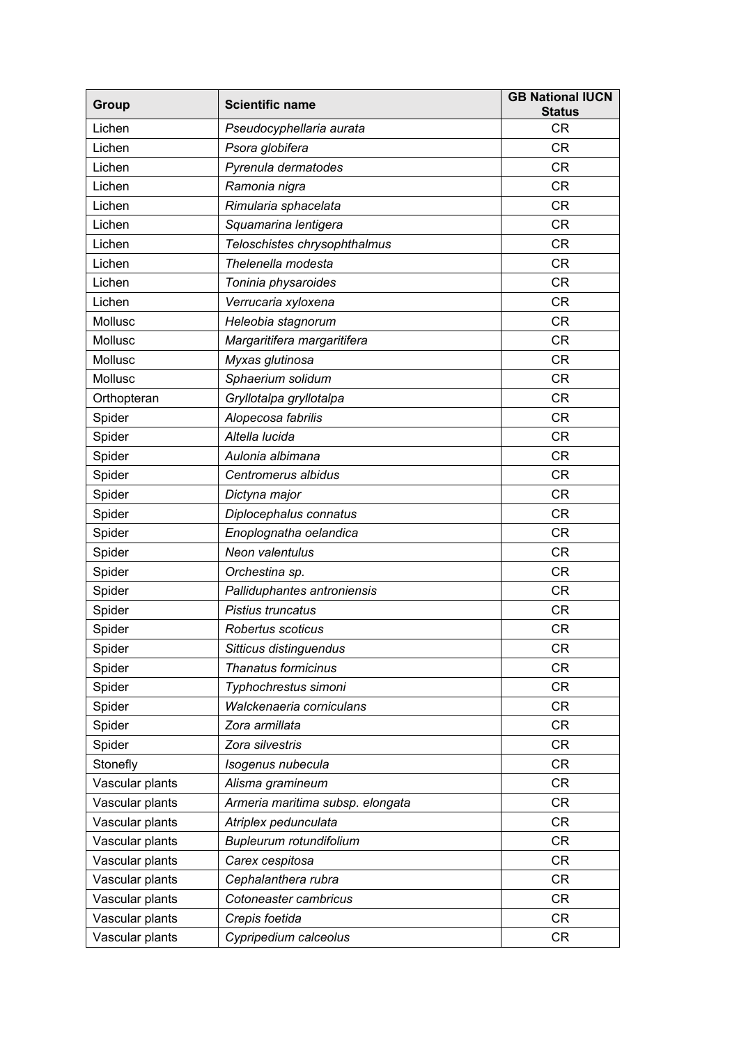| Group | Scientific name | GB National IUCN Status |
|---|---|---|
| Lichen | *Pseudocyphellaria aurata* | CR |
| Lichen | *Psora globifera* | CR |
| Lichen | *Pyrenula dermatodes* | CR |
| Lichen | *Ramonia nigra* | CR |
| Lichen | *Rimularia sphacelata* | CR |
| Lichen | *Squamarina lentigera* | CR |
| Lichen | *Teloschistes chrysophthalmus* | CR |
| Lichen | *Thelenella modesta* | CR |
| Lichen | *Toninia physaroides* | CR |
| Lichen | *Verrucaria xyloxena* | CR |
| Mollusc | *Heleobia stagnorum* | CR |
| Mollusc | *Margaritifera margaritifera* | CR |
| Mollusc | *Myxas glutinosa* | CR |
| Mollusc | *Sphaerium solidum* | CR |
| Orthopteran | *Gryllotalpa gryllotalpa* | CR |
| Spider | *Alopecosa fabrilis* | CR |
| Spider | *Altella lucida* | CR |
| Spider | *Aulonia albimana* | CR |
| Spider | *Centromerus albidus* | CR |
| Spider | *Dictyna major* | CR |
| Spider | *Diplocephalus connatus* | CR |
| Spider | *Enoplognatha oelandica* | CR |
| Spider | *Neon valentulus* | CR |
| Spider | *Orchestina sp.* | CR |
| Spider | *Palliduphantes antroniensis* | CR |
| Spider | *Pistius truncatus* | CR |
| Spider | *Robertus scoticus* | CR |
| Spider | *Sitticus distinguendus* | CR |
| Spider | *Thanatus formicinus* | CR |
| Spider | *Typhochrestus simoni* | CR |
| Spider | *Walckenaeria corniculans* | CR |
| Spider | *Zora armillata* | CR |
| Spider | *Zora silvestris* | CR |
| Stonefly | *Isogenus nubecula* | CR |
| Vascular plants | *Alisma gramineum* | CR |
| Vascular plants | *Armeria maritima subsp. elongata* | CR |
| Vascular plants | *Atriplex pedunculata* | CR |
| Vascular plants | *Bupleurum rotundifolium* | CR |
| Vascular plants | *Carex cespitosa* | CR |
| Vascular plants | *Cephalanthera rubra* | CR |
| Vascular plants | *Cotoneaster cambricus* | CR |
| Vascular plants | *Crepis foetida* | CR |
| Vascular plants | *Cypripedium calceolus* | CR |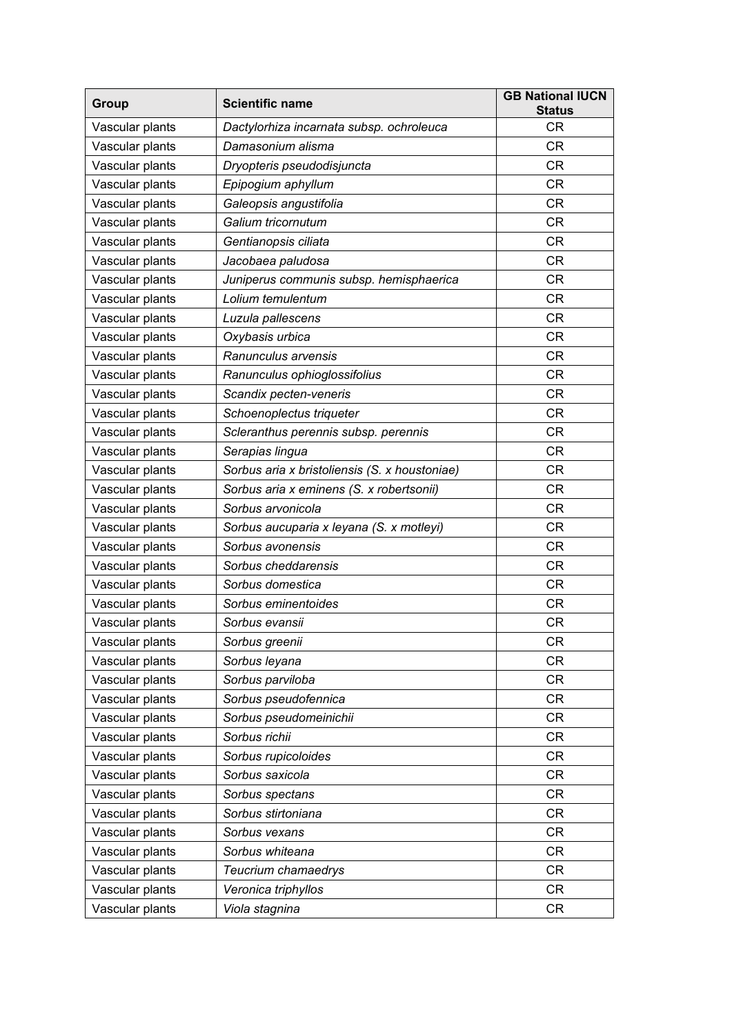| Group | Scientific name | GB National IUCN Status |
|---|---|---|
| Vascular plants | *Dactylorhiza incarnata subsp. ochroleuca* | CR |
| Vascular plants | *Damasonium alisma* | CR |
| Vascular plants | *Dryopteris pseudodisjuncta* | CR |
| Vascular plants | *Epipogium aphyllum* | CR |
| Vascular plants | *Galeopsis angustifolia* | CR |
| Vascular plants | *Galium tricornutum* | CR |
| Vascular plants | *Gentianopsis ciliata* | CR |
| Vascular plants | *Jacobaea paludosa* | CR |
| Vascular plants | *Juniperus communis subsp. hemisphaerica* | CR |
| Vascular plants | *Lolium temulentum* | CR |
| Vascular plants | *Luzula pallescens* | CR |
| Vascular plants | *Oxybasis urbica* | CR |
| Vascular plants | *Ranunculus arvensis* | CR |
| Vascular plants | *Ranunculus ophioglossifolius* | CR |
| Vascular plants | *Scandix pecten-veneris* | CR |
| Vascular plants | *Schoenoplectus triqueter* | CR |
| Vascular plants | *Scleranthus perennis subsp. perennis* | CR |
| Vascular plants | *Serapias lingua* | CR |
| Vascular plants | *Sorbus aria x bristoliensis (S. x houstoniae)* | CR |
| Vascular plants | *Sorbus aria x eminens (S. x robertsonii)* | CR |
| Vascular plants | *Sorbus arvonicola* | CR |
| Vascular plants | *Sorbus aucuparia x leyana (S. x motleyi)* | CR |
| Vascular plants | *Sorbus avonensis* | CR |
| Vascular plants | *Sorbus cheddarensis* | CR |
| Vascular plants | *Sorbus domestica* | CR |
| Vascular plants | *Sorbus eminentoides* | CR |
| Vascular plants | *Sorbus evansii* | CR |
| Vascular plants | *Sorbus greenii* | CR |
| Vascular plants | *Sorbus leyana* | CR |
| Vascular plants | *Sorbus parviloba* | CR |
| Vascular plants | *Sorbus pseudofennica* | CR |
| Vascular plants | *Sorbus pseudomeinichii* | CR |
| Vascular plants | *Sorbus richii* | CR |
| Vascular plants | *Sorbus rupicoloides* | CR |
| Vascular plants | *Sorbus saxicola* | CR |
| Vascular plants | *Sorbus spectans* | CR |
| Vascular plants | *Sorbus stirtoniana* | CR |
| Vascular plants | *Sorbus vexans* | CR |
| Vascular plants | *Sorbus whiteana* | CR |
| Vascular plants | *Teucrium chamaedrys* | CR |
| Vascular plants | *Veronica triphyllos* | CR |
| Vascular plants | *Viola stagnina* | CR |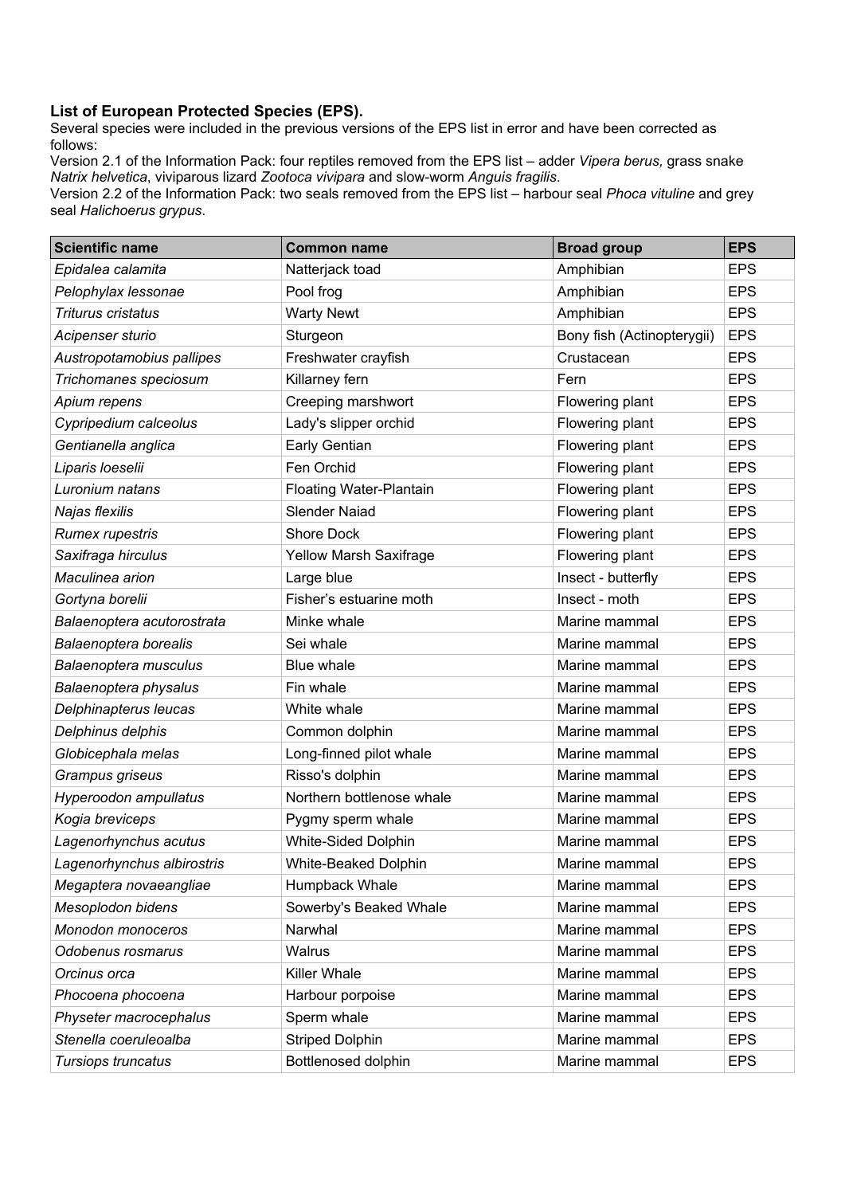**List of European Protected Species (EPS).**

Several species were included in the previous versions of the EPS list in error and have been corrected as follows:

Version 2.1 of the Information Pack: four reptiles removed from the EPS list – adder *Vipera berus,* grass snake *Natrix helvetica*, viviparous lizard *Zootoca vivipara* and slow-worm *Anguis fragilis*.

Version 2.2 of the Information Pack: two seals removed from the EPS list – harbour seal *Phoca vituline* and grey seal *Halichoerus grypus*.

| Scientific name | Common name | Broad group | EPS |
|---|---|---|---|
| *Epidalea calamita* | Natterjack toad | Amphibian | EPS |
| *Pelophylax lessonae* | Pool frog | Amphibian | EPS |
| *Triturus cristatus* | Warty Newt | Amphibian | EPS |
| *Acipenser sturio* | Sturgeon | Bony fish (Actinopterygii) | EPS |
| *Austropotamobius pallipes* | Freshwater crayfish | Crustacean | EPS |
| *Trichomanes speciosum* | Killarney fern | Fern | EPS |
| *Apium repens* | Creeping marshwort | Flowering plant | EPS |
| *Cypripedium calceolus* | Lady's slipper orchid | Flowering plant | EPS |
| *Gentianella anglica* | Early Gentian | Flowering plant | EPS |
| *Liparis loeselii* | Fen Orchid | Flowering plant | EPS |
| *Luronium natans* | Floating Water-Plantain | Flowering plant | EPS |
| *Najas flexilis* | Slender Naiad | Flowering plant | EPS |
| *Rumex rupestris* | Shore Dock | Flowering plant | EPS |
| *Saxifraga hirculus* | Yellow Marsh Saxifrage | Flowering plant | EPS |
| *Maculinea arion* | Large blue | Insect - butterfly | EPS |
| *Gortyna borelii* | Fisher's estuarine moth | Insect - moth | EPS |
| *Balaenoptera acutorostrata* | Minke whale | Marine mammal | EPS |
| *Balaenoptera borealis* | Sei whale | Marine mammal | EPS |
| *Balaenoptera musculus* | Blue whale | Marine mammal | EPS |
| *Balaenoptera physalus* | Fin whale | Marine mammal | EPS |
| *Delphinapterus leucas* | White whale | Marine mammal | EPS |
| *Delphinus delphis* | Common dolphin | Marine mammal | EPS |
| *Globicephala melas* | Long-finned pilot whale | Marine mammal | EPS |
| *Grampus griseus* | Risso's dolphin | Marine mammal | EPS |
| *Hyperoodon ampullatus* | Northern bottlenose whale | Marine mammal | EPS |
| *Kogia breviceps* | Pygmy sperm whale | Marine mammal | EPS |
| *Lagenorhynchus acutus* | White-Sided Dolphin | Marine mammal | EPS |
| *Lagenorhynchus albirostris* | White-Beaked Dolphin | Marine mammal | EPS |
| *Megaptera novaeangliae* | Humpback Whale | Marine mammal | EPS |
| *Mesoplodon bidens* | Sowerby's Beaked Whale | Marine mammal | EPS |
| *Monodon monoceros* | Narwhal | Marine mammal | EPS |
| *Odobenus rosmarus* | Walrus | Marine mammal | EPS |
| *Orcinus orca* | Killer Whale | Marine mammal | EPS |
| *Phocoena phocoena* | Harbour porpoise | Marine mammal | EPS |
| *Physeter macrocephalus* | Sperm whale | Marine mammal | EPS |
| *Stenella coeruleoalba* | Striped Dolphin | Marine mammal | EPS |
| *Tursiops truncatus* | Bottlenosed dolphin | Marine mammal | EPS |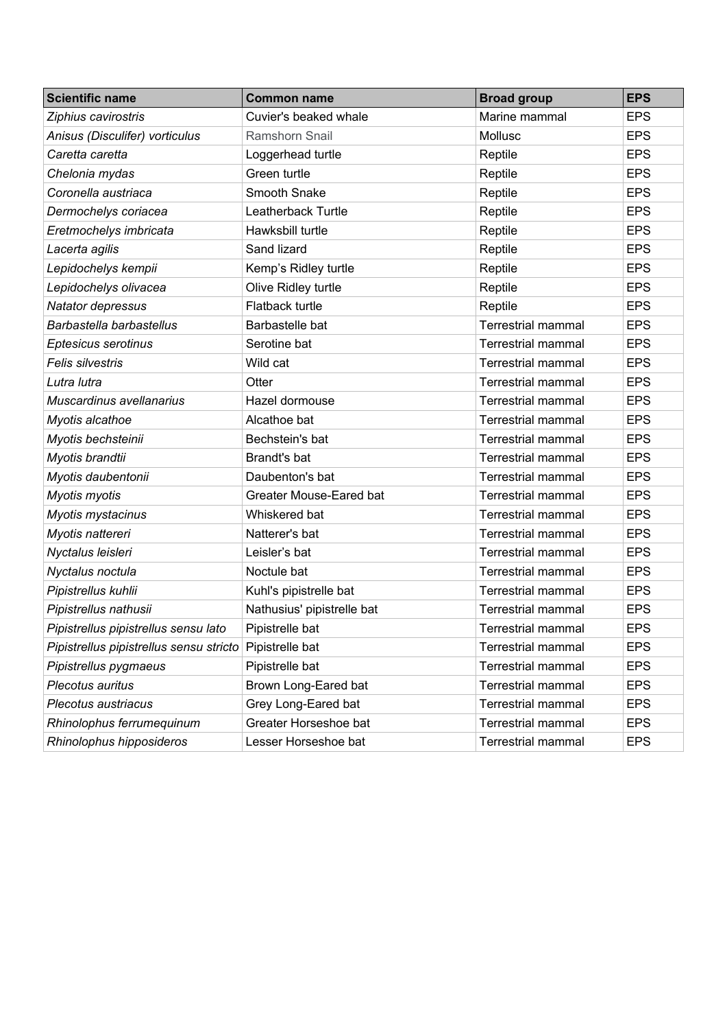| Scientific name | Common name | Broad group | EPS |
| --- | --- | --- | --- |
| *Ziphius cavirostris* | Cuvier's beaked whale | Marine mammal | EPS |
| *Anisus (Disculifer) vorticulus* | Ramshorn Snail | Mollusc | EPS |
| *Caretta caretta* | Loggerhead turtle | Reptile | EPS |
| *Chelonia mydas* | Green turtle | Reptile | EPS |
| *Coronella austriaca* | Smooth Snake | Reptile | EPS |
| *Dermochelys coriacea* | Leatherback Turtle | Reptile | EPS |
| *Eretmochelys imbricata* | Hawksbill turtle | Reptile | EPS |
| *Lacerta agilis* | Sand lizard | Reptile | EPS |
| *Lepidochelys kempii* | Kemp's Ridley turtle | Reptile | EPS |
| *Lepidochelys olivacea* | Olive Ridley turtle | Reptile | EPS |
| *Natator depressus* | Flatback turtle | Reptile | EPS |
| *Barbastella barbastellus* | Barbastelle bat | Terrestrial mammal | EPS |
| *Eptesicus serotinus* | Serotine bat | Terrestrial mammal | EPS |
| *Felis silvestris* | Wild cat | Terrestrial mammal | EPS |
| *Lutra lutra* | Otter | Terrestrial mammal | EPS |
| *Muscardinus avellanarius* | Hazel dormouse | Terrestrial mammal | EPS |
| *Myotis alcathoe* | Alcathoe bat | Terrestrial mammal | EPS |
| *Myotis bechsteinii* | Bechstein's bat | Terrestrial mammal | EPS |
| *Myotis brandtii* | Brandt's bat | Terrestrial mammal | EPS |
| *Myotis daubentonii* | Daubenton's bat | Terrestrial mammal | EPS |
| *Myotis myotis* | Greater Mouse-Eared bat | Terrestrial mammal | EPS |
| *Myotis mystacinus* | Whiskered bat | Terrestrial mammal | EPS |
| *Myotis nattereri* | Natterer's bat | Terrestrial mammal | EPS |
| *Nyctalus leisleri* | Leisler's bat | Terrestrial mammal | EPS |
| *Nyctalus noctula* | Noctule bat | Terrestrial mammal | EPS |
| *Pipistrellus kuhlii* | Kuhl's pipistrelle bat | Terrestrial mammal | EPS |
| *Pipistrellus nathusii* | Nathusius' pipistrelle bat | Terrestrial mammal | EPS |
| *Pipistrellus pipistrellus sensu lato* | Pipistrelle bat | Terrestrial mammal | EPS |
| *Pipistrellus pipistrellus sensu stricto* | Pipistrelle bat | Terrestrial mammal | EPS |
| *Pipistrellus pygmaeus* | Pipistrelle bat | Terrestrial mammal | EPS |
| *Plecotus auritus* | Brown Long-Eared bat | Terrestrial mammal | EPS |
| *Plecotus austriacus* | Grey Long-Eared bat | Terrestrial mammal | EPS |
| *Rhinolophus ferrumequinum* | Greater Horseshoe bat | Terrestrial mammal | EPS |
| *Rhinolophus hipposideros* | Lesser Horseshoe bat | Terrestrial mammal | EPS |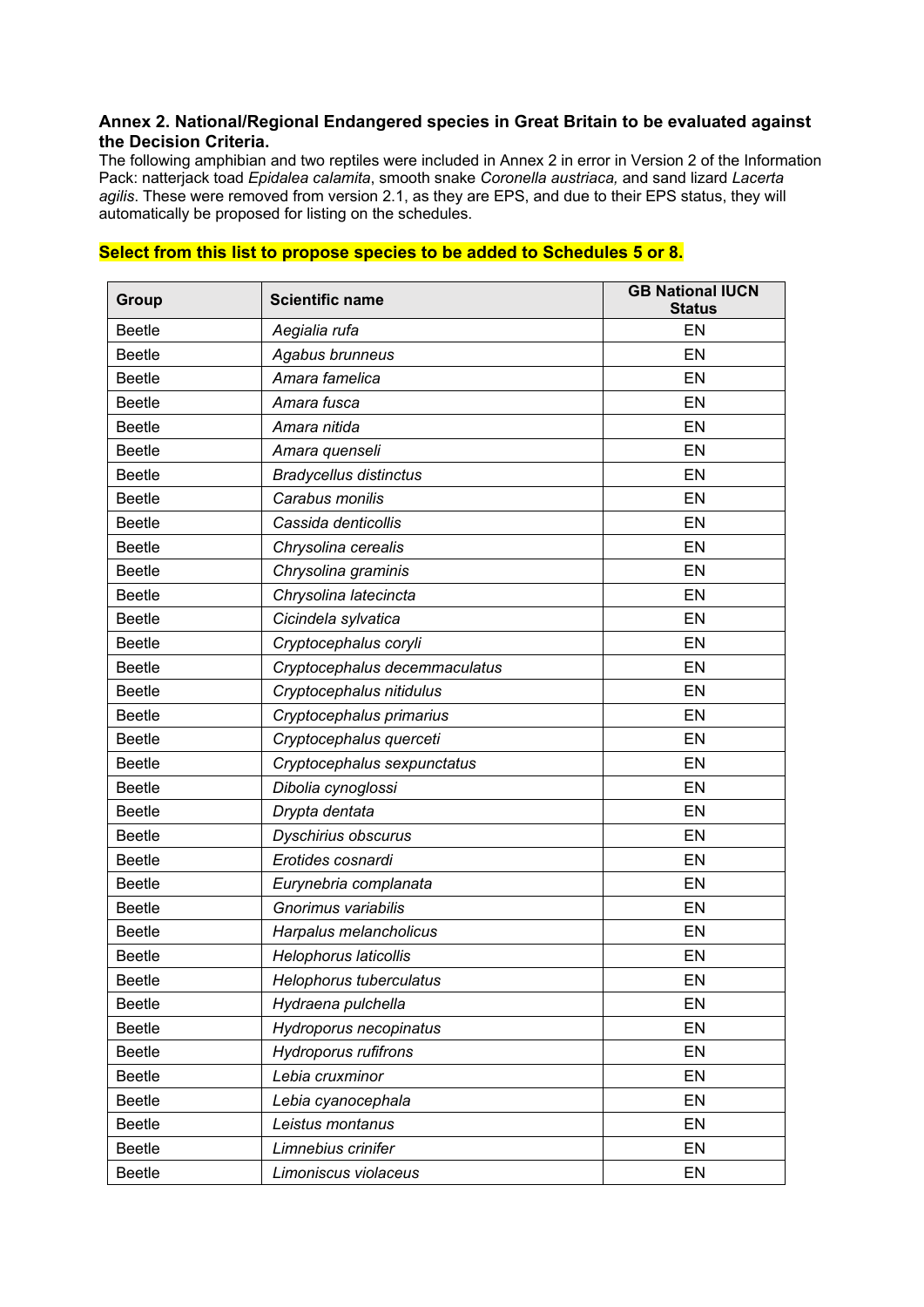**Annex 2. National/Regional Endangered species in Great Britain to be evaluated against the Decision Criteria.**

The following amphibian and two reptiles were included in Annex 2 in error in Version 2 of the Information Pack: natterjack toad *Epidalea calamita*, smooth snake *Coronella austriaca,* and sand lizard *Lacerta agilis*. These were removed from version 2.1, as they are EPS, and due to their EPS status, they will automatically be proposed for listing on the schedules.

**Select from this list to propose species to be added to Schedules 5 or 8.**

| Group | Scientific name | GB National IUCN Status |
|---|---|---|
| Beetle | *Aegialia rufa* | EN |
| Beetle | *Agabus brunneus* | EN |
| Beetle | *Amara famelica* | EN |
| Beetle | *Amara fusca* | EN |
| Beetle | *Amara nitida* | EN |
| Beetle | *Amara quenseli* | EN |
| Beetle | *Bradycellus distinctus* | EN |
| Beetle | *Carabus monilis* | EN |
| Beetle | *Cassida denticollis* | EN |
| Beetle | *Chrysolina cerealis* | EN |
| Beetle | *Chrysolina graminis* | EN |
| Beetle | *Chrysolina latecincta* | EN |
| Beetle | *Cicindela sylvatica* | EN |
| Beetle | *Cryptocephalus coryli* | EN |
| Beetle | *Cryptocephalus decemmaculatus* | EN |
| Beetle | *Cryptocephalus nitidulus* | EN |
| Beetle | *Cryptocephalus primarius* | EN |
| Beetle | *Cryptocephalus querceti* | EN |
| Beetle | *Cryptocephalus sexpunctatus* | EN |
| Beetle | *Dibolia cynoglossi* | EN |
| Beetle | *Drypta dentata* | EN |
| Beetle | *Dyschirius obscurus* | EN |
| Beetle | *Erotides cosnardi* | EN |
| Beetle | *Eurynebria complanata* | EN |
| Beetle | *Gnorimus variabilis* | EN |
| Beetle | *Harpalus melancholicus* | EN |
| Beetle | *Helophorus laticollis* | EN |
| Beetle | *Helophorus tuberculatus* | EN |
| Beetle | *Hydraena pulchella* | EN |
| Beetle | *Hydroporus necopinatus* | EN |
| Beetle | *Hydroporus rufifrons* | EN |
| Beetle | *Lebia cruxminor* | EN |
| Beetle | *Lebia cyanocephala* | EN |
| Beetle | *Leistus montanus* | EN |
| Beetle | *Limnebius crinifer* | EN |
| Beetle | *Limoniscus violaceus* | EN |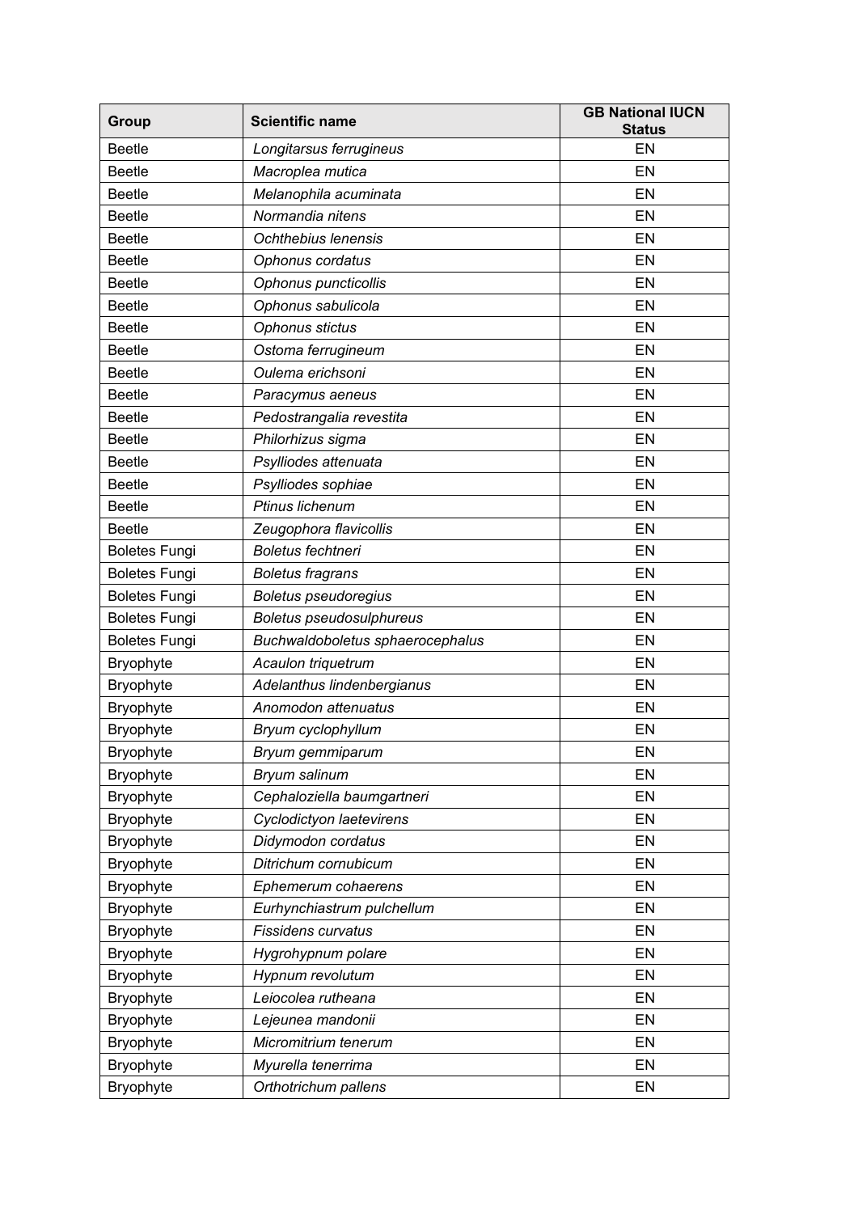| Group | Scientific name | GB National IUCN Status |
| --- | --- | --- |
| Beetle | *Longitarsus ferrugineus* | EN |
| Beetle | *Macroplea mutica* | EN |
| Beetle | *Melanophila acuminata* | EN |
| Beetle | *Normandia nitens* | EN |
| Beetle | *Ochthebius lenensis* | EN |
| Beetle | *Ophonus cordatus* | EN |
| Beetle | *Ophonus puncticollis* | EN |
| Beetle | *Ophonus sabulicola* | EN |
| Beetle | *Ophonus stictus* | EN |
| Beetle | *Ostoma ferrugineum* | EN |
| Beetle | *Oulema erichsoni* | EN |
| Beetle | *Paracymus aeneus* | EN |
| Beetle | *Pedostrangalia revestita* | EN |
| Beetle | *Philorhizus sigma* | EN |
| Beetle | *Psylliodes attenuata* | EN |
| Beetle | *Psylliodes sophiae* | EN |
| Beetle | *Ptinus lichenum* | EN |
| Beetle | *Zeugophora flavicollis* | EN |
| Boletes Fungi | *Boletus fechtneri* | EN |
| Boletes Fungi | *Boletus fragrans* | EN |
| Boletes Fungi | *Boletus pseudoregius* | EN |
| Boletes Fungi | *Boletus pseudosulphureus* | EN |
| Boletes Fungi | *Buchwaldoboletus sphaerocephalus* | EN |
| Bryophyte | *Acaulon triquetrum* | EN |
| Bryophyte | *Adelanthus lindenbergianus* | EN |
| Bryophyte | *Anomodon attenuatus* | EN |
| Bryophyte | *Bryum cyclophyllum* | EN |
| Bryophyte | *Bryum gemmiparum* | EN |
| Bryophyte | *Bryum salinum* | EN |
| Bryophyte | *Cephaloziella baumgartneri* | EN |
| Bryophyte | *Cyclodictyon laetevirens* | EN |
| Bryophyte | *Didymodon cordatus* | EN |
| Bryophyte | *Ditrichum cornubicum* | EN |
| Bryophyte | *Ephemerum cohaerens* | EN |
| Bryophyte | *Eurhynchiastrum pulchellum* | EN |
| Bryophyte | *Fissidens curvatus* | EN |
| Bryophyte | *Hygrohypnum polare* | EN |
| Bryophyte | *Hypnum revolutum* | EN |
| Bryophyte | *Leiocolea rutheana* | EN |
| Bryophyte | *Lejeunea mandonii* | EN |
| Bryophyte | *Micromitrium tenerum* | EN |
| Bryophyte | *Myurella tenerrima* | EN |
| Bryophyte | *Orthotrichum pallens* | EN |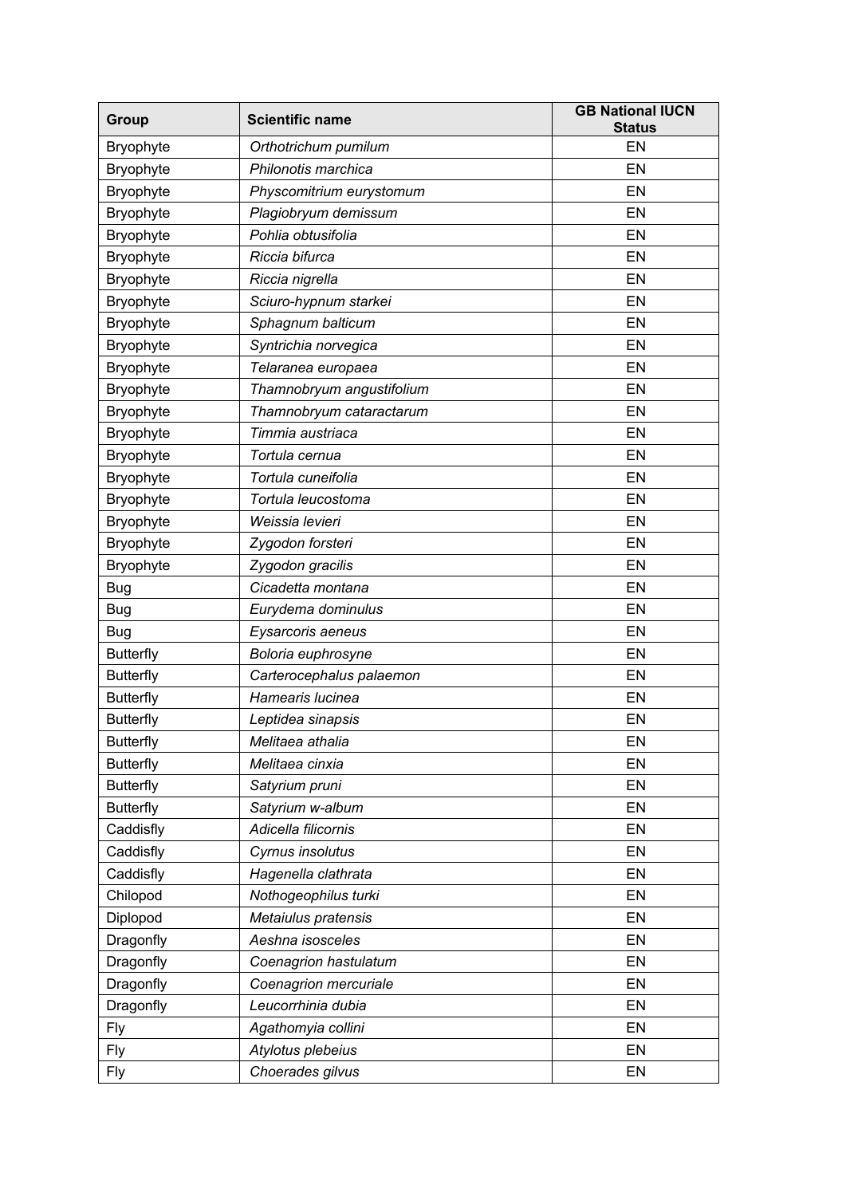| Group | Scientific name | GB National IUCN Status |
| --- | --- | --- |
| Bryophyte | *Orthotrichum pumilum* | EN |
| Bryophyte | *Philonotis marchica* | EN |
| Bryophyte | *Physcomitrium eurystomum* | EN |
| Bryophyte | *Plagiobryum demissum* | EN |
| Bryophyte | *Pohlia obtusifolia* | EN |
| Bryophyte | *Riccia bifurca* | EN |
| Bryophyte | *Riccia nigrella* | EN |
| Bryophyte | *Sciuro-hypnum starkei* | EN |
| Bryophyte | *Sphagnum balticum* | EN |
| Bryophyte | *Syntrichia norvegica* | EN |
| Bryophyte | *Telaranea europaea* | EN |
| Bryophyte | *Thamnobryum angustifolium* | EN |
| Bryophyte | *Thamnobryum cataractarum* | EN |
| Bryophyte | *Timmia austriaca* | EN |
| Bryophyte | *Tortula cernua* | EN |
| Bryophyte | *Tortula cuneifolia* | EN |
| Bryophyte | *Tortula leucostoma* | EN |
| Bryophyte | *Weissia levieri* | EN |
| Bryophyte | *Zygodon forsteri* | EN |
| Bryophyte | *Zygodon gracilis* | EN |
| Bug | *Cicadetta montana* | EN |
| Bug | *Eurydema dominulus* | EN |
| Bug | *Eysarcoris aeneus* | EN |
| Butterfly | *Boloria euphrosyne* | EN |
| Butterfly | *Carterocephalus palaemon* | EN |
| Butterfly | *Hamearis lucinea* | EN |
| Butterfly | *Leptidea sinapsis* | EN |
| Butterfly | *Melitaea athalia* | EN |
| Butterfly | *Melitaea cinxia* | EN |
| Butterfly | *Satyrium pruni* | EN |
| Butterfly | *Satyrium w-album* | EN |
| Caddisfly | *Adicella filicornis* | EN |
| Caddisfly | *Cyrnus insolutus* | EN |
| Caddisfly | *Hagenella clathrata* | EN |
| Chilopod | *Nothogeophilus turki* | EN |
| Diplopod | *Metaiulus pratensis* | EN |
| Dragonfly | *Aeshna isosceles* | EN |
| Dragonfly | *Coenagrion hastulatum* | EN |
| Dragonfly | *Coenagrion mercuriale* | EN |
| Dragonfly | *Leucorrhinia dubia* | EN |
| Fly | *Agathomyia collini* | EN |
| Fly | *Atylotus plebeius* | EN |
| Fly | *Choerades gilvus* | EN |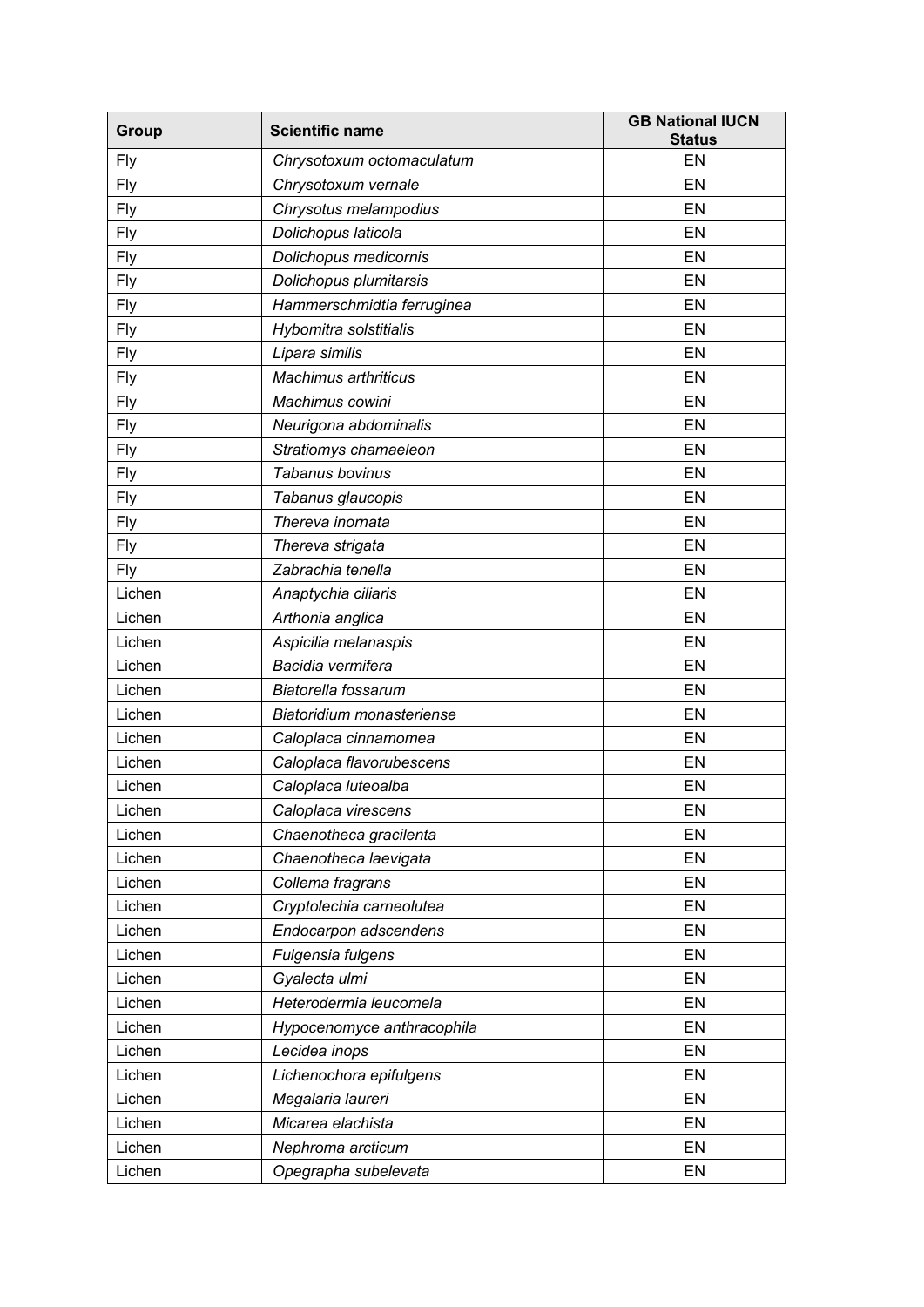| Group | Scientific name | GB National IUCN Status |
|---|---|---|
| Fly | *Chrysotoxum octomaculatum* | EN |
| Fly | *Chrysotoxum vernale* | EN |
| Fly | *Chrysotus melampodius* | EN |
| Fly | *Dolichopus laticola* | EN |
| Fly | *Dolichopus medicornis* | EN |
| Fly | *Dolichopus plumitarsis* | EN |
| Fly | *Hammerschmidtia ferruginea* | EN |
| Fly | *Hybomitra solstitialis* | EN |
| Fly | *Lipara similis* | EN |
| Fly | *Machimus arthriticus* | EN |
| Fly | *Machimus cowini* | EN |
| Fly | *Neurigona abdominalis* | EN |
| Fly | *Stratiomys chamaeleon* | EN |
| Fly | *Tabanus bovinus* | EN |
| Fly | *Tabanus glaucopis* | EN |
| Fly | *Thereva inornata* | EN |
| Fly | *Thereva strigata* | EN |
| Fly | *Zabrachia tenella* | EN |
| Lichen | *Anaptychia ciliaris* | EN |
| Lichen | *Arthonia anglica* | EN |
| Lichen | *Aspicilia melanaspis* | EN |
| Lichen | *Bacidia vermifera* | EN |
| Lichen | *Biatorella fossarum* | EN |
| Lichen | *Biatoridium monasteriense* | EN |
| Lichen | *Caloplaca cinnamomea* | EN |
| Lichen | *Caloplaca flavorubescens* | EN |
| Lichen | *Caloplaca luteoalba* | EN |
| Lichen | *Caloplaca virescens* | EN |
| Lichen | *Chaenotheca gracilenta* | EN |
| Lichen | *Chaenotheca laevigata* | EN |
| Lichen | *Collema fragrans* | EN |
| Lichen | *Cryptolechia carneolutea* | EN |
| Lichen | *Endocarpon adscendens* | EN |
| Lichen | *Fulgensia fulgens* | EN |
| Lichen | *Gyalecta ulmi* | EN |
| Lichen | *Heterodermia leucomela* | EN |
| Lichen | *Hypocenomyce anthracophila* | EN |
| Lichen | *Lecidea inops* | EN |
| Lichen | *Lichenochora epifulgens* | EN |
| Lichen | *Megalaria laureri* | EN |
| Lichen | *Micarea elachista* | EN |
| Lichen | *Nephroma arcticum* | EN |
| Lichen | *Opegrapha subelevata* | EN |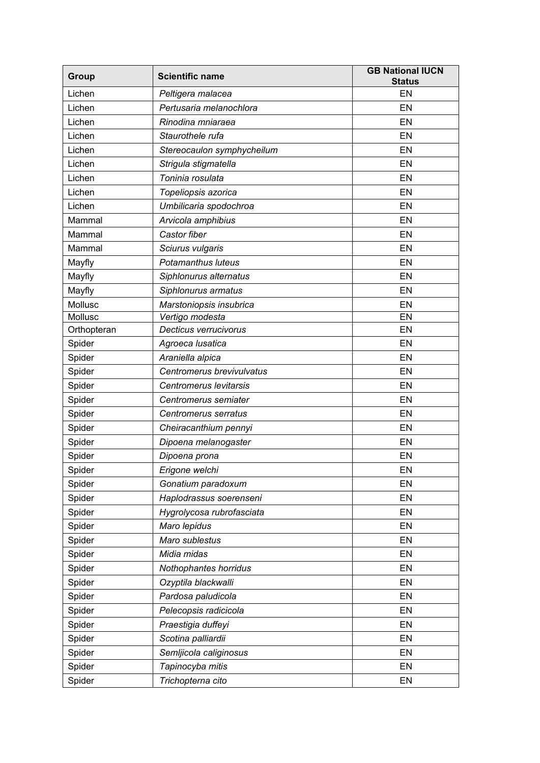| Group | Scientific name | GB National IUCN Status |
|---|---|---|
| Lichen | *Peltigera malacea* | EN |
| Lichen | *Pertusaria melanochlora* | EN |
| Lichen | *Rinodina mniaraea* | EN |
| Lichen | *Staurothele rufa* | EN |
| Lichen | *Stereocaulon symphycheilum* | EN |
| Lichen | *Strigula stigmatella* | EN |
| Lichen | *Toninia rosulata* | EN |
| Lichen | *Topeliopsis azorica* | EN |
| Lichen | *Umbilicaria spodochroa* | EN |
| Mammal | *Arvicola amphibius* | EN |
| Mammal | *Castor fiber* | EN |
| Mammal | *Sciurus vulgaris* | EN |
| Mayfly | *Potamanthus luteus* | EN |
| Mayfly | *Siphlonurus alternatus* | EN |
| Mayfly | *Siphlonurus armatus* | EN |
| Mollusc | *Marstoniopsis insubrica* | EN |
| Mollusc | *Vertigo modesta* | EN |
| Orthopteran | *Decticus verrucivorus* | EN |
| Spider | *Agroeca lusatica* | EN |
| Spider | *Araniella alpica* | EN |
| Spider | *Centromerus brevivulvatus* | EN |
| Spider | *Centromerus levitarsis* | EN |
| Spider | *Centromerus semiater* | EN |
| Spider | *Centromerus serratus* | EN |
| Spider | *Cheiracanthium pennyi* | EN |
| Spider | *Dipoena melanogaster* | EN |
| Spider | *Dipoena prona* | EN |
| Spider | *Erigone welchi* | EN |
| Spider | *Gonatium paradoxum* | EN |
| Spider | *Haplodrassus soerenseni* | EN |
| Spider | *Hygrolycosa rubrofasciata* | EN |
| Spider | *Maro lepidus* | EN |
| Spider | *Maro sublestus* | EN |
| Spider | *Midia midas* | EN |
| Spider | *Nothophantes horridus* | EN |
| Spider | *Ozyptila blackwalli* | EN |
| Spider | *Pardosa paludicola* | EN |
| Spider | *Pelecopsis radicicola* | EN |
| Spider | *Praestigia duffeyi* | EN |
| Spider | *Scotina palliardii* | EN |
| Spider | *Semljicola caliginosus* | EN |
| Spider | *Tapinocyba mitis* | EN |
| Spider | *Trichopterna cito* | EN |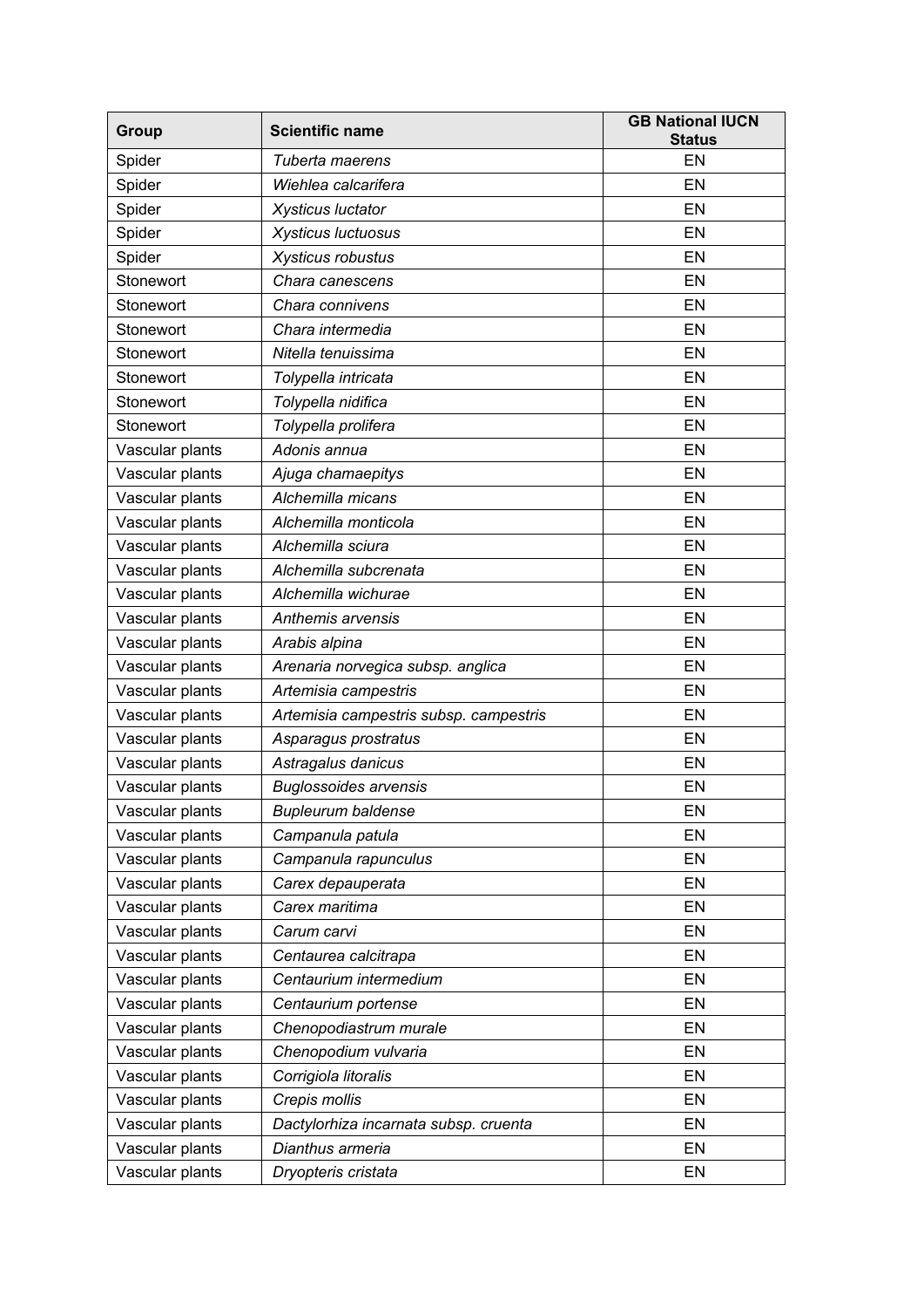| Group | Scientific name | GB National IUCN Status |
|---|---|---|
| Spider | *Tuberta maerens* | EN |
| Spider | *Wiehlea calcarifera* | EN |
| Spider | *Xysticus luctator* | EN |
| Spider | *Xysticus luctuosus* | EN |
| Spider | *Xysticus robustus* | EN |
| Stonewort | *Chara canescens* | EN |
| Stonewort | *Chara connivens* | EN |
| Stonewort | *Chara intermedia* | EN |
| Stonewort | *Nitella tenuissima* | EN |
| Stonewort | *Tolypella intricata* | EN |
| Stonewort | *Tolypella nidifica* | EN |
| Stonewort | *Tolypella prolifera* | EN |
| Vascular plants | *Adonis annua* | EN |
| Vascular plants | *Ajuga chamaepitys* | EN |
| Vascular plants | *Alchemilla micans* | EN |
| Vascular plants | *Alchemilla monticola* | EN |
| Vascular plants | *Alchemilla sciura* | EN |
| Vascular plants | *Alchemilla subcrenata* | EN |
| Vascular plants | *Alchemilla wichurae* | EN |
| Vascular plants | *Anthemis arvensis* | EN |
| Vascular plants | *Arabis alpina* | EN |
| Vascular plants | *Arenaria norvegica subsp. anglica* | EN |
| Vascular plants | *Artemisia campestris* | EN |
| Vascular plants | *Artemisia campestris subsp. campestris* | EN |
| Vascular plants | *Asparagus prostratus* | EN |
| Vascular plants | *Astragalus danicus* | EN |
| Vascular plants | *Buglossoides arvensis* | EN |
| Vascular plants | *Bupleurum baldense* | EN |
| Vascular plants | *Campanula patula* | EN |
| Vascular plants | *Campanula rapunculus* | EN |
| Vascular plants | *Carex depauperata* | EN |
| Vascular plants | *Carex maritima* | EN |
| Vascular plants | *Carum carvi* | EN |
| Vascular plants | *Centaurea calcitrapa* | EN |
| Vascular plants | *Centaurium intermedium* | EN |
| Vascular plants | *Centaurium portense* | EN |
| Vascular plants | *Chenopodiastrum murale* | EN |
| Vascular plants | *Chenopodium vulvaria* | EN |
| Vascular plants | *Corrigiola litoralis* | EN |
| Vascular plants | *Crepis mollis* | EN |
| Vascular plants | *Dactylorhiza incarnata subsp. cruenta* | EN |
| Vascular plants | *Dianthus armeria* | EN |
| Vascular plants | *Dryopteris cristata* | EN |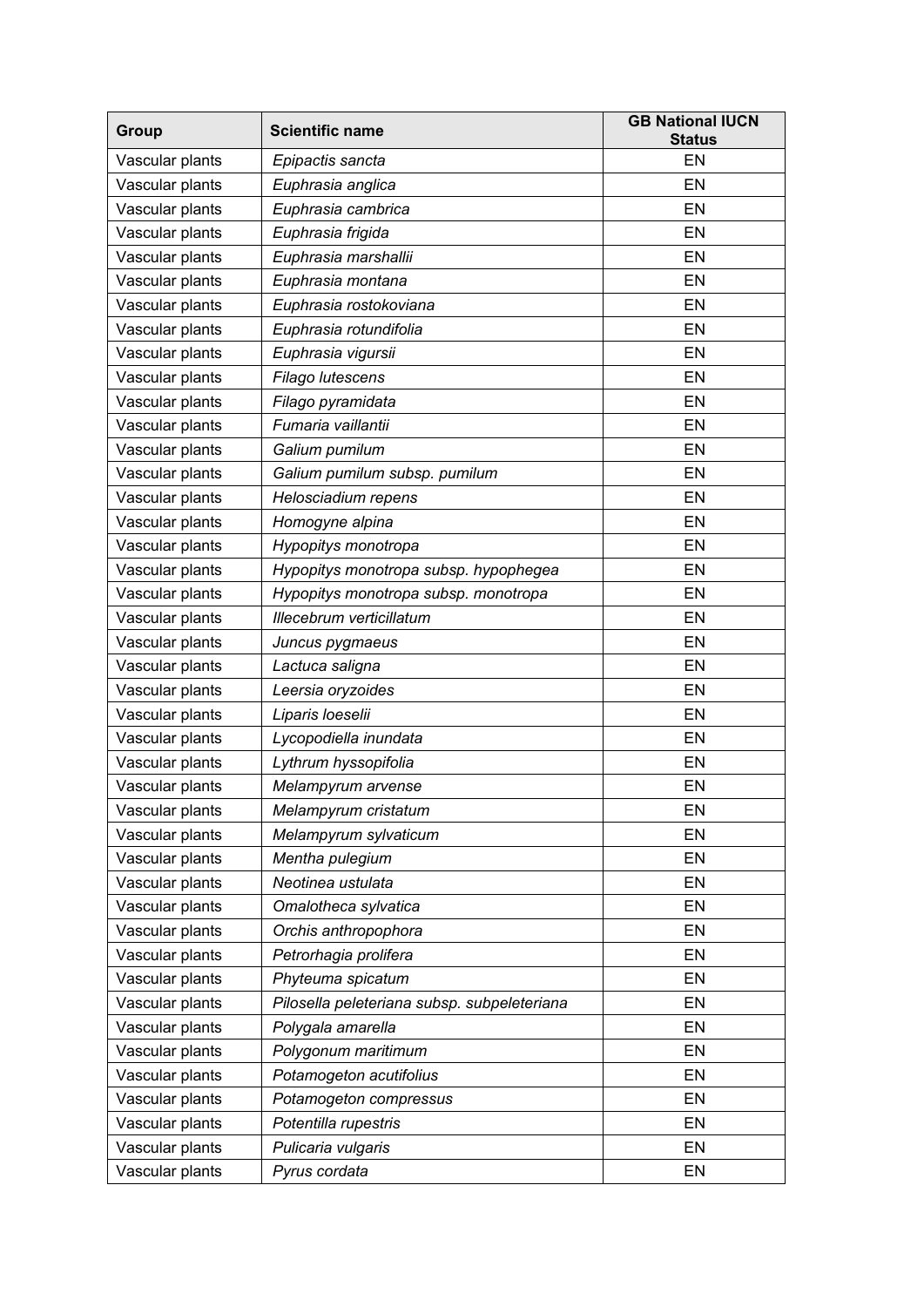| Group | Scientific name | GB National IUCN Status |
|---|---|---|
| Vascular plants | *Epipactis sancta* | EN |
| Vascular plants | *Euphrasia anglica* | EN |
| Vascular plants | *Euphrasia cambrica* | EN |
| Vascular plants | *Euphrasia frigida* | EN |
| Vascular plants | *Euphrasia marshallii* | EN |
| Vascular plants | *Euphrasia montana* | EN |
| Vascular plants | *Euphrasia rostokoviana* | EN |
| Vascular plants | *Euphrasia rotundifolia* | EN |
| Vascular plants | *Euphrasia vigursii* | EN |
| Vascular plants | *Filago lutescens* | EN |
| Vascular plants | *Filago pyramidata* | EN |
| Vascular plants | *Fumaria vaillantii* | EN |
| Vascular plants | *Galium pumilum* | EN |
| Vascular plants | *Galium pumilum subsp. pumilum* | EN |
| Vascular plants | *Helosciadium repens* | EN |
| Vascular plants | *Homogyne alpina* | EN |
| Vascular plants | *Hypopitys monotropa* | EN |
| Vascular plants | *Hypopitys monotropa subsp. hypophegea* | EN |
| Vascular plants | *Hypopitys monotropa subsp. monotropa* | EN |
| Vascular plants | *Illecebrum verticillatum* | EN |
| Vascular plants | *Juncus pygmaeus* | EN |
| Vascular plants | *Lactuca saligna* | EN |
| Vascular plants | *Leersia oryzoides* | EN |
| Vascular plants | *Liparis loeselii* | EN |
| Vascular plants | *Lycopodiella inundata* | EN |
| Vascular plants | *Lythrum hyssopifolia* | EN |
| Vascular plants | *Melampyrum arvense* | EN |
| Vascular plants | *Melampyrum cristatum* | EN |
| Vascular plants | *Melampyrum sylvaticum* | EN |
| Vascular plants | *Mentha pulegium* | EN |
| Vascular plants | *Neotinea ustulata* | EN |
| Vascular plants | *Omalotheca sylvatica* | EN |
| Vascular plants | *Orchis anthropophora* | EN |
| Vascular plants | *Petrorhagia prolifera* | EN |
| Vascular plants | *Phyteuma spicatum* | EN |
| Vascular plants | *Pilosella peleteriana subsp. subpeleteriana* | EN |
| Vascular plants | *Polygala amarella* | EN |
| Vascular plants | *Polygonum maritimum* | EN |
| Vascular plants | *Potamogeton acutifolius* | EN |
| Vascular plants | *Potamogeton compressus* | EN |
| Vascular plants | *Potentilla rupestris* | EN |
| Vascular plants | *Pulicaria vulgaris* | EN |
| Vascular plants | *Pyrus cordata* | EN |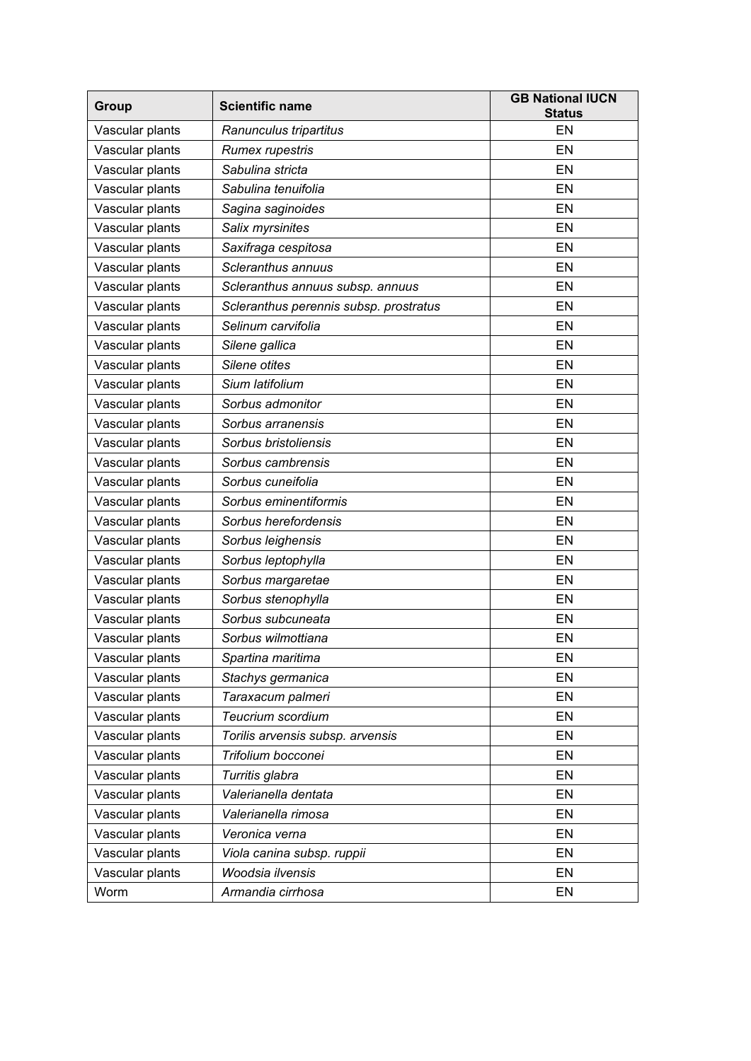| Group | Scientific name | GB National IUCN Status |
|---|---|---|
| Vascular plants | *Ranunculus tripartitus* | EN |
| Vascular plants | *Rumex rupestris* | EN |
| Vascular plants | *Sabulina stricta* | EN |
| Vascular plants | *Sabulina tenuifolia* | EN |
| Vascular plants | *Sagina saginoides* | EN |
| Vascular plants | *Salix myrsinites* | EN |
| Vascular plants | *Saxifraga cespitosa* | EN |
| Vascular plants | *Scleranthus annuus* | EN |
| Vascular plants | *Scleranthus annuus subsp. annuus* | EN |
| Vascular plants | *Scleranthus perennis subsp. prostratus* | EN |
| Vascular plants | *Selinum carvifolia* | EN |
| Vascular plants | *Silene gallica* | EN |
| Vascular plants | *Silene otites* | EN |
| Vascular plants | *Sium latifolium* | EN |
| Vascular plants | *Sorbus admonitor* | EN |
| Vascular plants | *Sorbus arranensis* | EN |
| Vascular plants | *Sorbus bristoliensis* | EN |
| Vascular plants | *Sorbus cambrensis* | EN |
| Vascular plants | *Sorbus cuneifolia* | EN |
| Vascular plants | *Sorbus eminentiformis* | EN |
| Vascular plants | *Sorbus herefordensis* | EN |
| Vascular plants | *Sorbus leighensis* | EN |
| Vascular plants | *Sorbus leptophylla* | EN |
| Vascular plants | *Sorbus margaretae* | EN |
| Vascular plants | *Sorbus stenophylla* | EN |
| Vascular plants | *Sorbus subcuneata* | EN |
| Vascular plants | *Sorbus wilmottiana* | EN |
| Vascular plants | *Spartina maritima* | EN |
| Vascular plants | *Stachys germanica* | EN |
| Vascular plants | *Taraxacum palmeri* | EN |
| Vascular plants | *Teucrium scordium* | EN |
| Vascular plants | *Torilis arvensis subsp. arvensis* | EN |
| Vascular plants | *Trifolium bocconei* | EN |
| Vascular plants | *Turritis glabra* | EN |
| Vascular plants | *Valerianella dentata* | EN |
| Vascular plants | *Valerianella rimosa* | EN |
| Vascular plants | *Veronica verna* | EN |
| Vascular plants | *Viola canina subsp. ruppii* | EN |
| Vascular plants | *Woodsia ilvensis* | EN |
| Worm | *Armandia cirrhosa* | EN |